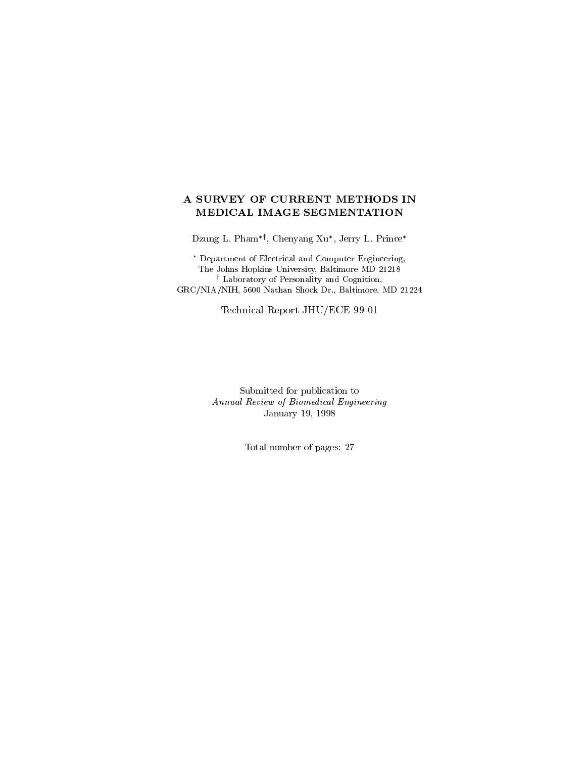# A SURVEY OF CURRENT METHODS IN MEDICAL IMAGE SEGMENTATION

Dzung L. Pham[*][†], Chenyang Xu[*], Jerry L. Prince[*]

[*] Department of Electrical and Computer Engineering,
The Johns Hopkins University, Baltimore MD 21218
[†] Laboratory of Personality and Cognition,
GRC/NIA/NIH, 5600 Nathan Shock Dr., Baltimore, MD 21224

Technical Report JHU/ECE 99-01

Submitted for publication to
*Annual Review of Biomedical Engineering*
January 19, 1998

Total number of pages: 27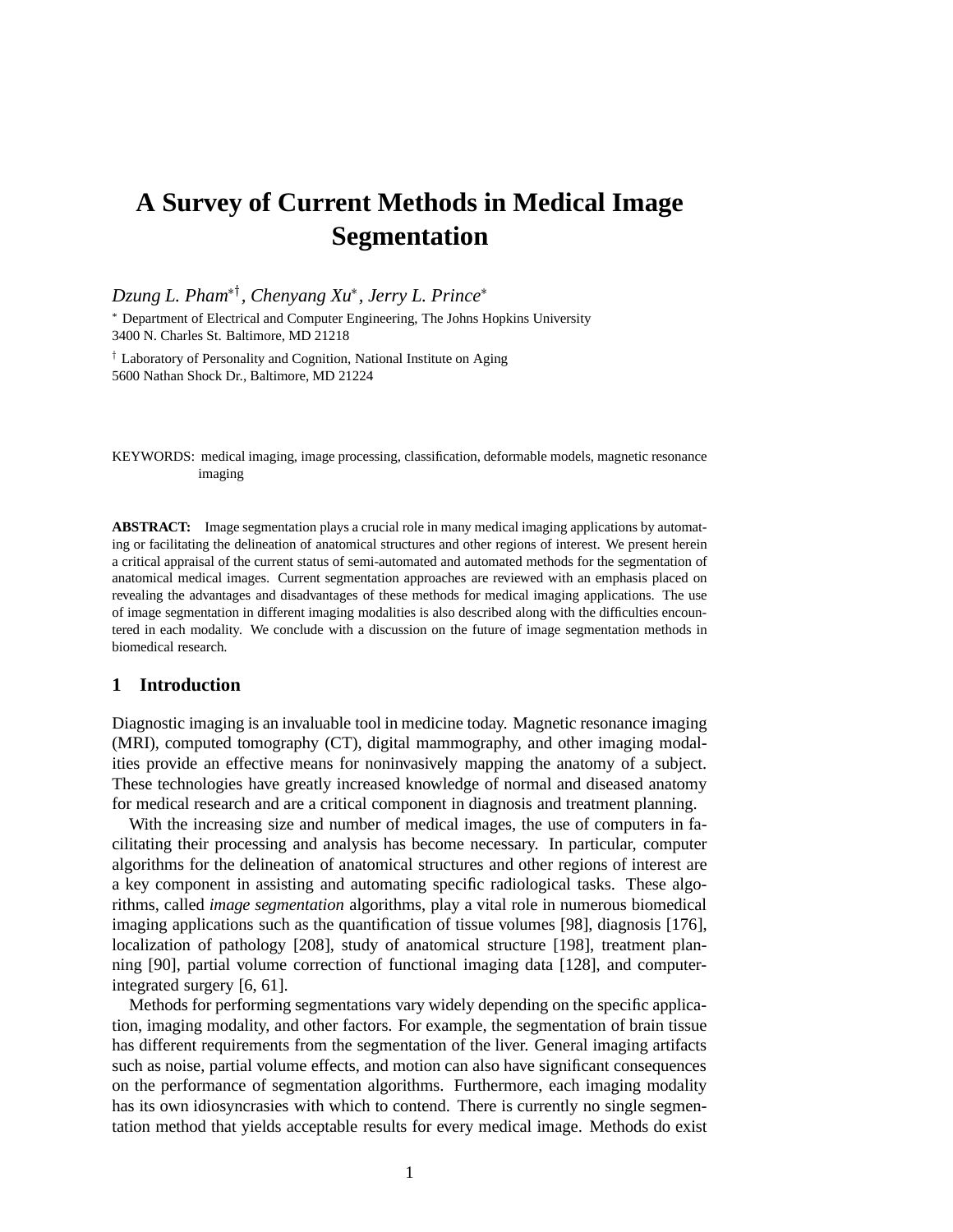# A Survey of Current Methods in Medical Image Segmentation

*Dzung L. Pham*[*†], *Chenyang Xu*[*], *Jerry L. Prince*[*]

[*] Department of Electrical and Computer Engineering, The Johns Hopkins University
3400 N. Charles St. Baltimore, MD 21218

[†] Laboratory of Personality and Cognition, National Institute on Aging
5600 Nathan Shock Dr., Baltimore, MD 21224

KEYWORDS: medical imaging, image processing, classification, deformable models, magnetic resonance imaging

**ABSTRACT:** Image segmentation plays a crucial role in many medical imaging applications by automating or facilitating the delineation of anatomical structures and other regions of interest. We present herein a critical appraisal of the current status of semi-automated and automated methods for the segmentation of anatomical medical images. Current segmentation approaches are reviewed with an emphasis placed on revealing the advantages and disadvantages of these methods for medical imaging applications. The use of image segmentation in different imaging modalities is also described along with the difficulties encountered in each modality. We conclude with a discussion on the future of image segmentation methods in biomedical research.

## 1 Introduction

Diagnostic imaging is an invaluable tool in medicine today. Magnetic resonance imaging (MRI), computed tomography (CT), digital mammography, and other imaging modalities provide an effective means for noninvasively mapping the anatomy of a subject. These technologies have greatly increased knowledge of normal and diseased anatomy for medical research and are a critical component in diagnosis and treatment planning.

With the increasing size and number of medical images, the use of computers in facilitating their processing and analysis has become necessary. In particular, computer algorithms for the delineation of anatomical structures and other regions of interest are a key component in assisting and automating specific radiological tasks. These algorithms, called *image segmentation* algorithms, play a vital role in numerous biomedical imaging applications such as the quantification of tissue volumes [98], diagnosis [176], localization of pathology [208], study of anatomical structure [198], treatment planning [90], partial volume correction of functional imaging data [128], and computer-integrated surgery [6, 61].

Methods for performing segmentations vary widely depending on the specific application, imaging modality, and other factors. For example, the segmentation of brain tissue has different requirements from the segmentation of the liver. General imaging artifacts such as noise, partial volume effects, and motion can also have significant consequences on the performance of segmentation algorithms. Furthermore, each imaging modality has its own idiosyncrasies with which to contend. There is currently no single segmentation method that yields acceptable results for every medical image. Methods do exist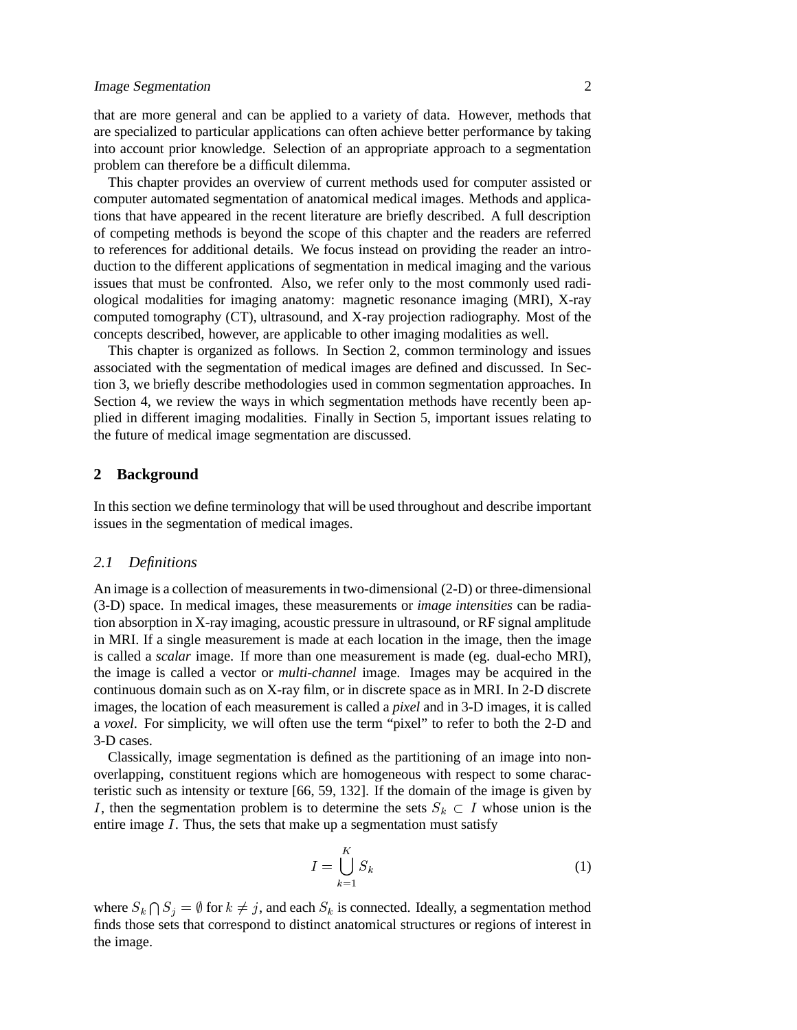that are more general and can be applied to a variety of data. However, methods that are specialized to particular applications can often achieve better performance by taking into account prior knowledge. Selection of an appropriate approach to a segmentation problem can therefore be a difficult dilemma.

This chapter provides an overview of current methods used for computer assisted or computer automated segmentation of anatomical medical images. Methods and applications that have appeared in the recent literature are briefly described. A full description of competing methods is beyond the scope of this chapter and the readers are referred to references for additional details. We focus instead on providing the reader an introduction to the different applications of segmentation in medical imaging and the various issues that must be confronted. Also, we refer only to the most commonly used radiological modalities for imaging anatomy: magnetic resonance imaging (MRI), X-ray computed tomography (CT), ultrasound, and X-ray projection radiography. Most of the concepts described, however, are applicable to other imaging modalities as well.

This chapter is organized as follows. In Section 2, common terminology and issues associated with the segmentation of medical images are defined and discussed. In Section 3, we briefly describe methodologies used in common segmentation approaches. In Section 4, we review the ways in which segmentation methods have recently been applied in different imaging modalities. Finally in Section 5, important issues relating to the future of medical image segmentation are discussed.

## 2 Background

In this section we define terminology that will be used throughout and describe important issues in the segmentation of medical images.

### 2.1 *Definitions*

An image is a collection of measurements in two-dimensional (2-D) or three-dimensional (3-D) space. In medical images, these measurements or *image intensities* can be radiation absorption in X-ray imaging, acoustic pressure in ultrasound, or RF signal amplitude in MRI. If a single measurement is made at each location in the image, then the image is called a *scalar* image. If more than one measurement is made (eg. dual-echo MRI), the image is called a vector or *multi-channel* image. Images may be acquired in the continuous domain such as on X-ray film, or in discrete space as in MRI. In 2-D discrete images, the location of each measurement is called a *pixel* and in 3-D images, it is called a *voxel*. For simplicity, we will often use the term "pixel" to refer to both the 2-D and 3-D cases.

Classically, image segmentation is defined as the partitioning of an image into non-overlapping, constituent regions which are homogeneous with respect to some characteristic such as intensity or texture [66, 59, 132]. If the domain of the image is given by $I$, then the segmentation problem is to determine the sets $S_k \subset I$ whose union is the entire image $I$. Thus, the sets that make up a segmentation must satisfy

$$I = \bigcup_{k=1}^{K} S_k \tag{1}$$

where $S_k \bigcap S_j = \emptyset$ for $k \neq j$, and each $S_k$ is connected. Ideally, a segmentation method finds those sets that correspond to distinct anatomical structures or regions of interest in the image.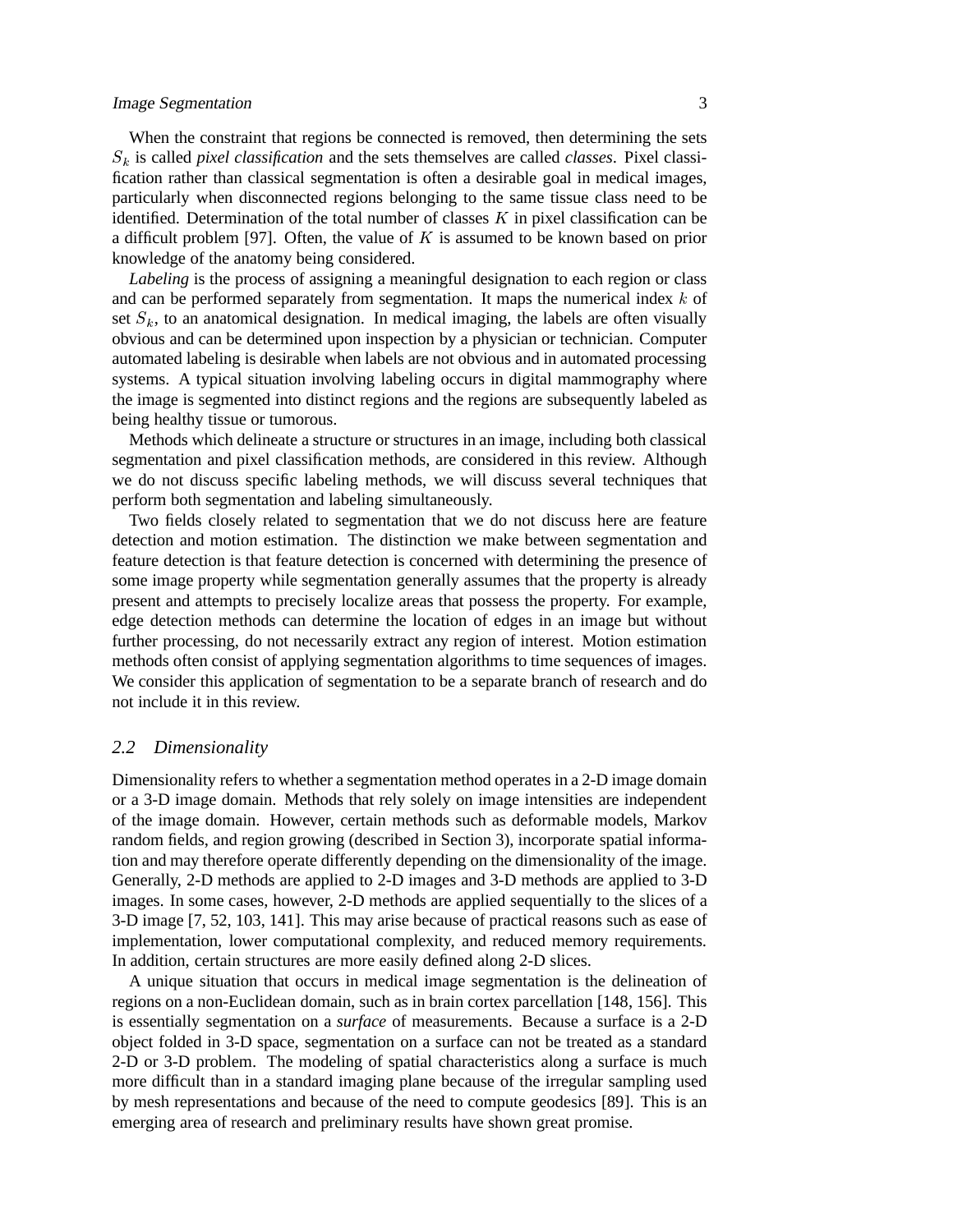When the constraint that regions be connected is removed, then determining the sets $S_k$ is called *pixel classification* and the sets themselves are called *classes*. Pixel classification rather than classical segmentation is often a desirable goal in medical images, particularly when disconnected regions belonging to the same tissue class need to be identified. Determination of the total number of classes $K$ in pixel classification can be a difficult problem [97]. Often, the value of $K$ is assumed to be known based on prior knowledge of the anatomy being considered.

*Labeling* is the process of assigning a meaningful designation to each region or class and can be performed separately from segmentation. It maps the numerical index $k$ of set $S_k$, to an anatomical designation. In medical imaging, the labels are often visually obvious and can be determined upon inspection by a physician or technician. Computer automated labeling is desirable when labels are not obvious and in automated processing systems. A typical situation involving labeling occurs in digital mammography where the image is segmented into distinct regions and the regions are subsequently labeled as being healthy tissue or tumorous.

Methods which delineate a structure or structures in an image, including both classical segmentation and pixel classification methods, are considered in this review. Although we do not discuss specific labeling methods, we will discuss several techniques that perform both segmentation and labeling simultaneously.

Two fields closely related to segmentation that we do not discuss here are feature detection and motion estimation. The distinction we make between segmentation and feature detection is that feature detection is concerned with determining the presence of some image property while segmentation generally assumes that the property is already present and attempts to precisely localize areas that possess the property. For example, edge detection methods can determine the location of edges in an image but without further processing, do not necessarily extract any region of interest. Motion estimation methods often consist of applying segmentation algorithms to time sequences of images. We consider this application of segmentation to be a separate branch of research and do not include it in this review.

### 2.2 Dimensionality

Dimensionality refers to whether a segmentation method operates in a 2-D image domain or a 3-D image domain. Methods that rely solely on image intensities are independent of the image domain. However, certain methods such as deformable models, Markov random fields, and region growing (described in Section 3), incorporate spatial information and may therefore operate differently depending on the dimensionality of the image. Generally, 2-D methods are applied to 2-D images and 3-D methods are applied to 3-D images. In some cases, however, 2-D methods are applied sequentially to the slices of a 3-D image [7, 52, 103, 141]. This may arise because of practical reasons such as ease of implementation, lower computational complexity, and reduced memory requirements. In addition, certain structures are more easily defined along 2-D slices.

A unique situation that occurs in medical image segmentation is the delineation of regions on a non-Euclidean domain, such as in brain cortex parcellation [148, 156]. This is essentially segmentation on a *surface* of measurements. Because a surface is a 2-D object folded in 3-D space, segmentation on a surface can not be treated as a standard 2-D or 3-D problem. The modeling of spatial characteristics along a surface is much more difficult than in a standard imaging plane because of the irregular sampling used by mesh representations and because of the need to compute geodesics [89]. This is an emerging area of research and preliminary results have shown great promise.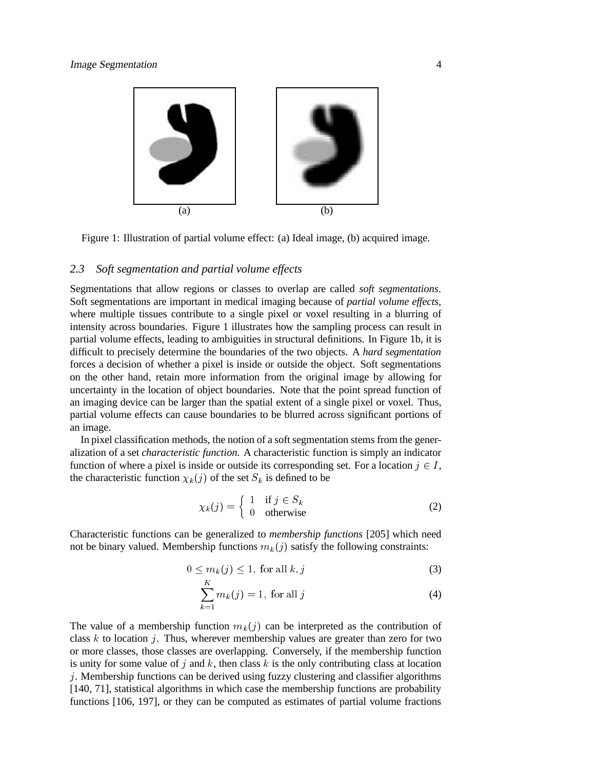Figure 1: Illustration of partial volume effect: (a) Ideal image, (b) acquired image.

### 2.3 Soft segmentation and partial volume effects

Segmentations that allow regions or classes to overlap are called *soft segmentations*. Soft segmentations are important in medical imaging because of *partial volume effects*, where multiple tissues contribute to a single pixel or voxel resulting in a blurring of intensity across boundaries. Figure 1 illustrates how the sampling process can result in partial volume effects, leading to ambiguities in structural definitions. In Figure 1b, it is difficult to precisely determine the boundaries of the two objects. A *hard segmentation* forces a decision of whether a pixel is inside or outside the object. Soft segmentations on the other hand, retain more information from the original image by allowing for uncertainty in the location of object boundaries. Note that the point spread function of an imaging device can be larger than the spatial extent of a single pixel or voxel. Thus, partial volume effects can cause boundaries to be blurred across significant portions of an image.

In pixel classification methods, the notion of a soft segmentation stems from the generalization of a set *characteristic function*. A characteristic function is simply an indicator function of where a pixel is inside or outside its corresponding set. For a location $j \in I$, the characteristic function $\chi_k(j)$ of the set $S_k$ is defined to be

$$\chi_k(j) = \begin{cases} 1 & \text{if } j \in S_k \\ 0 & \text{otherwise} \end{cases} \tag{2}$$

Characteristic functions can be generalized to *membership functions* [205] which need not be binary valued. Membership functions $m_k(j)$ satisfy the following constraints:

$$0 \leq m_k(j) \leq 1, \text{ for all } k, j \tag{3}$$

$$\sum_{k=1}^{K} m_k(j) = 1, \text{ for all } j \tag{4}$$

The value of a membership function $m_k(j)$ can be interpreted as the contribution of class $k$ to location $j$. Thus, wherever membership values are greater than zero for two or more classes, those classes are overlapping. Conversely, if the membership function is unity for some value of $j$ and $k$, then class $k$ is the only contributing class at location $j$. Membership functions can be derived using fuzzy clustering and classifier algorithms [140, 71], statistical algorithms in which case the membership functions are probability functions [106, 197], or they can be computed as estimates of partial volume fractions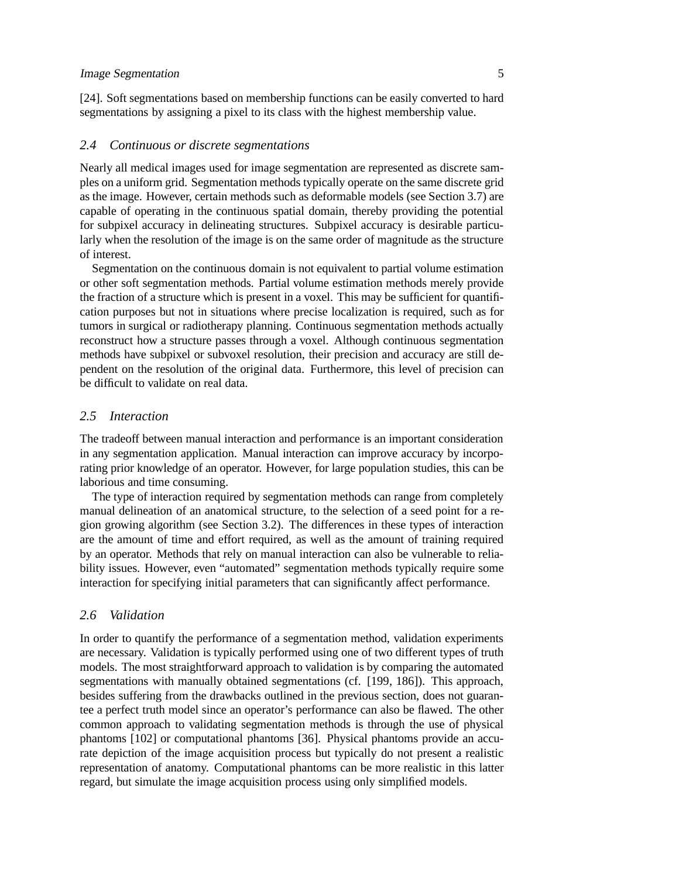[24]. Soft segmentations based on membership functions can be easily converted to hard segmentations by assigning a pixel to its class with the highest membership value.

### *2.4 Continuous or discrete segmentations*

Nearly all medical images used for image segmentation are represented as discrete samples on a uniform grid. Segmentation methods typically operate on the same discrete grid as the image. However, certain methods such as deformable models (see Section 3.7) are capable of operating in the continuous spatial domain, thereby providing the potential for subpixel accuracy in delineating structures. Subpixel accuracy is desirable particularly when the resolution of the image is on the same order of magnitude as the structure of interest.

Segmentation on the continuous domain is not equivalent to partial volume estimation or other soft segmentation methods. Partial volume estimation methods merely provide the fraction of a structure which is present in a voxel. This may be sufficient for quantification purposes but not in situations where precise localization is required, such as for tumors in surgical or radiotherapy planning. Continuous segmentation methods actually reconstruct how a structure passes through a voxel. Although continuous segmentation methods have subpixel or subvoxel resolution, their precision and accuracy are still dependent on the resolution of the original data. Furthermore, this level of precision can be difficult to validate on real data.

### *2.5 Interaction*

The tradeoff between manual interaction and performance is an important consideration in any segmentation application. Manual interaction can improve accuracy by incorporating prior knowledge of an operator. However, for large population studies, this can be laborious and time consuming.

The type of interaction required by segmentation methods can range from completely manual delineation of an anatomical structure, to the selection of a seed point for a region growing algorithm (see Section 3.2). The differences in these types of interaction are the amount of time and effort required, as well as the amount of training required by an operator. Methods that rely on manual interaction can also be vulnerable to reliability issues. However, even “automated” segmentation methods typically require some interaction for specifying initial parameters that can significantly affect performance.

### *2.6 Validation*

In order to quantify the performance of a segmentation method, validation experiments are necessary. Validation is typically performed using one of two different types of truth models. The most straightforward approach to validation is by comparing the automated segmentations with manually obtained segmentations (cf. [199, 186]). This approach, besides suffering from the drawbacks outlined in the previous section, does not guarantee a perfect truth model since an operator’s performance can also be flawed. The other common approach to validating segmentation methods is through the use of physical phantoms [102] or computational phantoms [36]. Physical phantoms provide an accurate depiction of the image acquisition process but typically do not present a realistic representation of anatomy. Computational phantoms can be more realistic in this latter regard, but simulate the image acquisition process using only simplified models.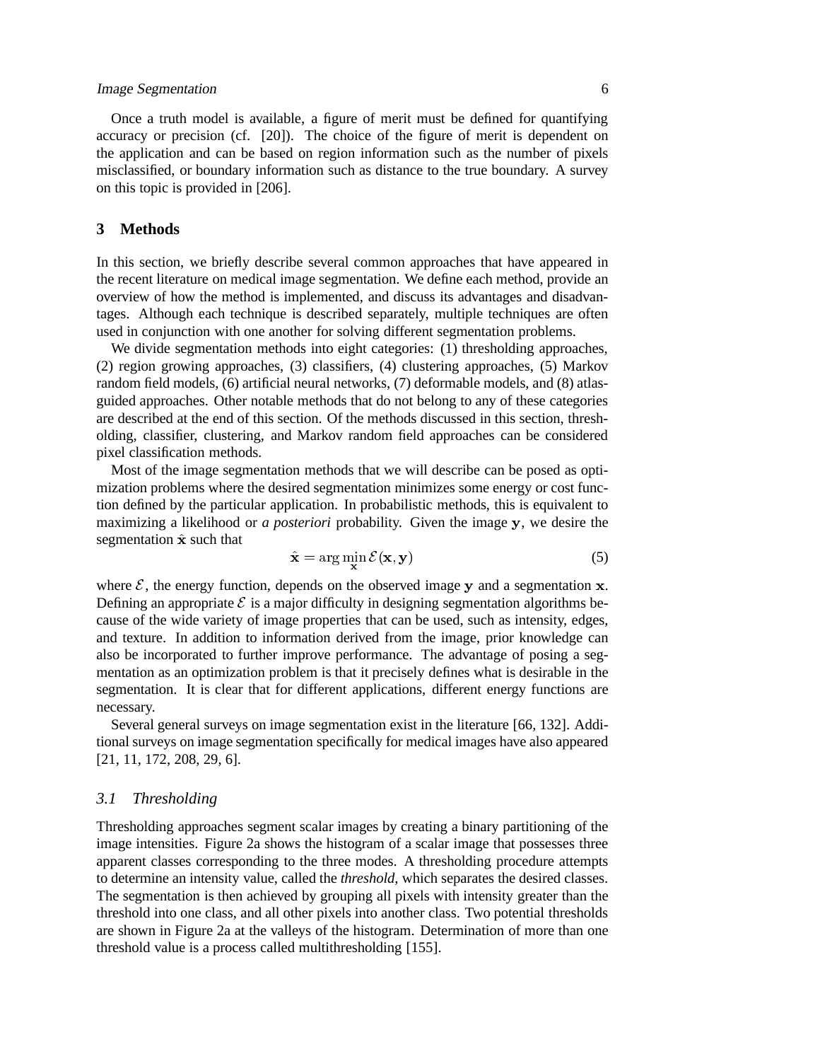Once a truth model is available, a figure of merit must be defined for quantifying accuracy or precision (cf. [20]). The choice of the figure of merit is dependent on the application and can be based on region information such as the number of pixels misclassified, or boundary information such as distance to the true boundary. A survey on this topic is provided in [206].

## 3 Methods

In this section, we briefly describe several common approaches that have appeared in the recent literature on medical image segmentation. We define each method, provide an overview of how the method is implemented, and discuss its advantages and disadvantages. Although each technique is described separately, multiple techniques are often used in conjunction with one another for solving different segmentation problems.

We divide segmentation methods into eight categories: (1) thresholding approaches, (2) region growing approaches, (3) classifiers, (4) clustering approaches, (5) Markov random field models, (6) artificial neural networks, (7) deformable models, and (8) atlas-guided approaches. Other notable methods that do not belong to any of these categories are described at the end of this section. Of the methods discussed in this section, thresholding, classifier, clustering, and Markov random field approaches can be considered pixel classification methods.

Most of the image segmentation methods that we will describe can be posed as optimization problems where the desired segmentation minimizes some energy or cost function defined by the particular application. In probabilistic methods, this is equivalent to maximizing a likelihood or *a posteriori* probability. Given the image $\mathbf{y}$, we desire the segmentation $\hat{\mathbf{x}}$ such that

$$\hat{\mathbf{x}} = \arg\min_{\mathbf{x}} \mathcal{E}(\mathbf{x}, \mathbf{y}) \tag{5}$$

where $\mathcal{E}$, the energy function, depends on the observed image $\mathbf{y}$ and a segmentation $\mathbf{x}$. Defining an appropriate $\mathcal{E}$ is a major difficulty in designing segmentation algorithms because of the wide variety of image properties that can be used, such as intensity, edges, and texture. In addition to information derived from the image, prior knowledge can also be incorporated to further improve performance. The advantage of posing a segmentation as an optimization problem is that it precisely defines what is desirable in the segmentation. It is clear that for different applications, different energy functions are necessary.

Several general surveys on image segmentation exist in the literature [66, 132]. Additional surveys on image segmentation specifically for medical images have also appeared [21, 11, 172, 208, 29, 6].

### *3.1 Thresholding*

Thresholding approaches segment scalar images by creating a binary partitioning of the image intensities. Figure 2a shows the histogram of a scalar image that possesses three apparent classes corresponding to the three modes. A thresholding procedure attempts to determine an intensity value, called the *threshold*, which separates the desired classes. The segmentation is then achieved by grouping all pixels with intensity greater than the threshold into one class, and all other pixels into another class. Two potential thresholds are shown in Figure 2a at the valleys of the histogram. Determination of more than one threshold value is a process called multithresholding [155].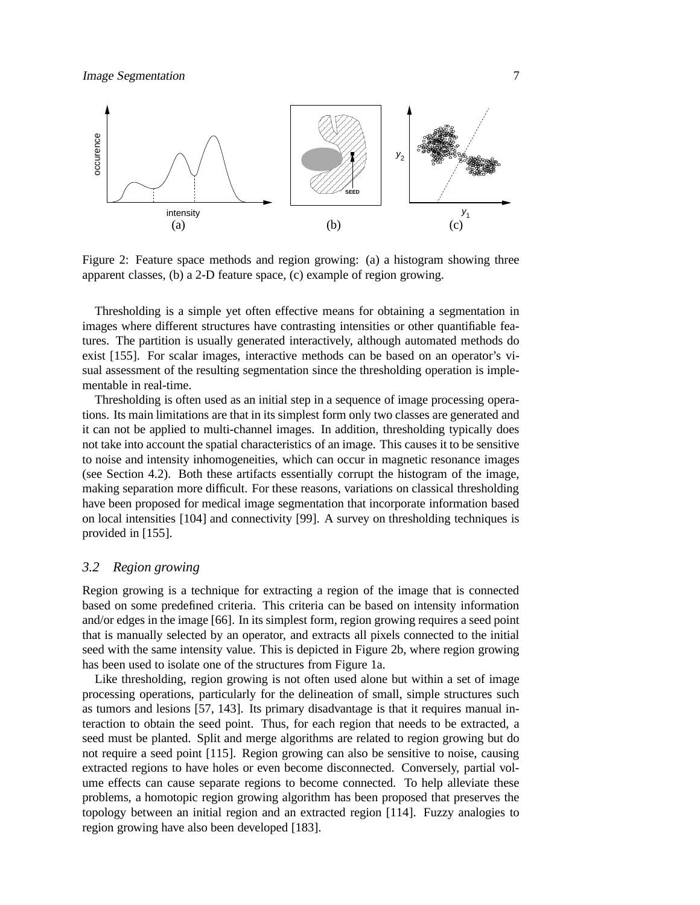Figure 2: Feature space methods and region growing: (a) a histogram showing three apparent classes, (b) a 2-D feature space, (c) example of region growing.

Thresholding is a simple yet often effective means for obtaining a segmentation in images where different structures have contrasting intensities or other quantifiable features. The partition is usually generated interactively, although automated methods do exist [155]. For scalar images, interactive methods can be based on an operator's visual assessment of the resulting segmentation since the thresholding operation is implementable in real-time.

Thresholding is often used as an initial step in a sequence of image processing operations. Its main limitations are that in its simplest form only two classes are generated and it can not be applied to multi-channel images. In addition, thresholding typically does not take into account the spatial characteristics of an image. This causes it to be sensitive to noise and intensity inhomogeneities, which can occur in magnetic resonance images (see Section 4.2). Both these artifacts essentially corrupt the histogram of the image, making separation more difficult. For these reasons, variations on classical thresholding have been proposed for medical image segmentation that incorporate information based on local intensities [104] and connectivity [99]. A survey on thresholding techniques is provided in [155].

### *3.2 Region growing*

Region growing is a technique for extracting a region of the image that is connected based on some predefined criteria. This criteria can be based on intensity information and/or edges in the image [66]. In its simplest form, region growing requires a seed point that is manually selected by an operator, and extracts all pixels connected to the initial seed with the same intensity value. This is depicted in Figure 2b, where region growing has been used to isolate one of the structures from Figure 1a.

Like thresholding, region growing is not often used alone but within a set of image processing operations, particularly for the delineation of small, simple structures such as tumors and lesions [57, 143]. Its primary disadvantage is that it requires manual interaction to obtain the seed point. Thus, for each region that needs to be extracted, a seed must be planted. Split and merge algorithms are related to region growing but do not require a seed point [115]. Region growing can also be sensitive to noise, causing extracted regions to have holes or even become disconnected. Conversely, partial volume effects can cause separate regions to become connected. To help alleviate these problems, a homotopic region growing algorithm has been proposed that preserves the topology between an initial region and an extracted region [114]. Fuzzy analogies to region growing have also been developed [183].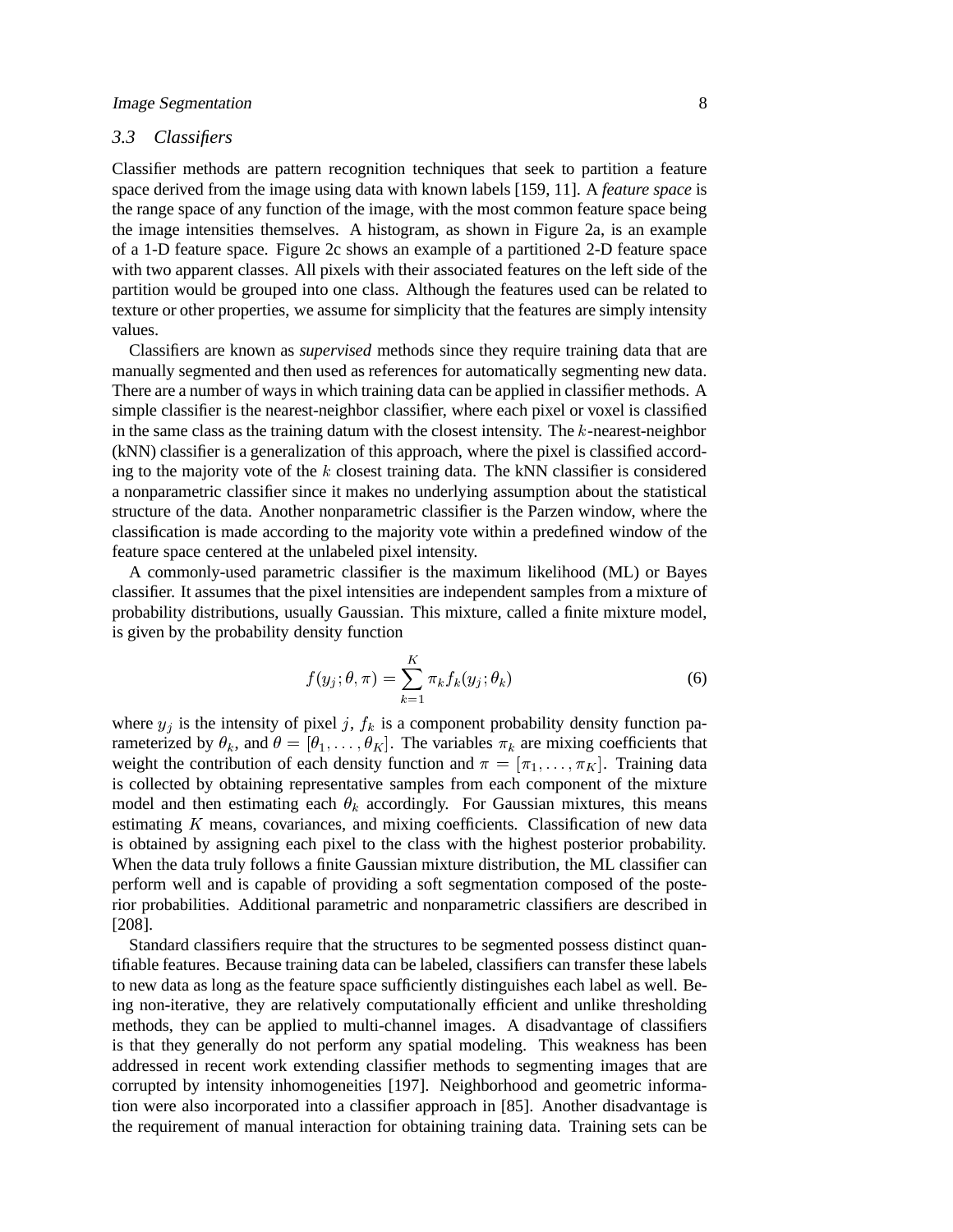### 3.3 Classifiers

Classifier methods are pattern recognition techniques that seek to partition a feature space derived from the image using data with known labels [159, 11]. A *feature space* is the range space of any function of the image, with the most common feature space being the image intensities themselves. A histogram, as shown in Figure 2a, is an example of a 1-D feature space. Figure 2c shows an example of a partitioned 2-D feature space with two apparent classes. All pixels with their associated features on the left side of the partition would be grouped into one class. Although the features used can be related to texture or other properties, we assume for simplicity that the features are simply intensity values.

Classifiers are known as *supervised* methods since they require training data that are manually segmented and then used as references for automatically segmenting new data. There are a number of ways in which training data can be applied in classifier methods. A simple classifier is the nearest-neighbor classifier, where each pixel or voxel is classified in the same class as the training datum with the closest intensity. The $k$-nearest-neighbor (kNN) classifier is a generalization of this approach, where the pixel is classified according to the majority vote of the $k$ closest training data. The kNN classifier is considered a nonparametric classifier since it makes no underlying assumption about the statistical structure of the data. Another nonparametric classifier is the Parzen window, where the classification is made according to the majority vote within a predefined window of the feature space centered at the unlabeled pixel intensity.

A commonly-used parametric classifier is the maximum likelihood (ML) or Bayes classifier. It assumes that the pixel intensities are independent samples from a mixture of probability distributions, usually Gaussian. This mixture, called a finite mixture model, is given by the probability density function

$$f(y_j; \theta, \pi) = \sum_{k=1}^{K} \pi_k f_k(y_j; \theta_k) \tag{6}$$

where $y_j$ is the intensity of pixel $j$, $f_k$ is a component probability density function parameterized by $\theta_k$, and $\theta = [\theta_1, \ldots, \theta_K]$. The variables $\pi_k$ are mixing coefficients that weight the contribution of each density function and $\pi = [\pi_1, \ldots, \pi_K]$. Training data is collected by obtaining representative samples from each component of the mixture model and then estimating each $\theta_k$ accordingly. For Gaussian mixtures, this means estimating $K$ means, covariances, and mixing coefficients. Classification of new data is obtained by assigning each pixel to the class with the highest posterior probability. When the data truly follows a finite Gaussian mixture distribution, the ML classifier can perform well and is capable of providing a soft segmentation composed of the posterior probabilities. Additional parametric and nonparametric classifiers are described in [208].

Standard classifiers require that the structures to be segmented possess distinct quantifiable features. Because training data can be labeled, classifiers can transfer these labels to new data as long as the feature space sufficiently distinguishes each label as well. Being non-iterative, they are relatively computationally efficient and unlike thresholding methods, they can be applied to multi-channel images. A disadvantage of classifiers is that they generally do not perform any spatial modeling. This weakness has been addressed in recent work extending classifier methods to segmenting images that are corrupted by intensity inhomogeneities [197]. Neighborhood and geometric information were also incorporated into a classifier approach in [85]. Another disadvantage is the requirement of manual interaction for obtaining training data. Training sets can be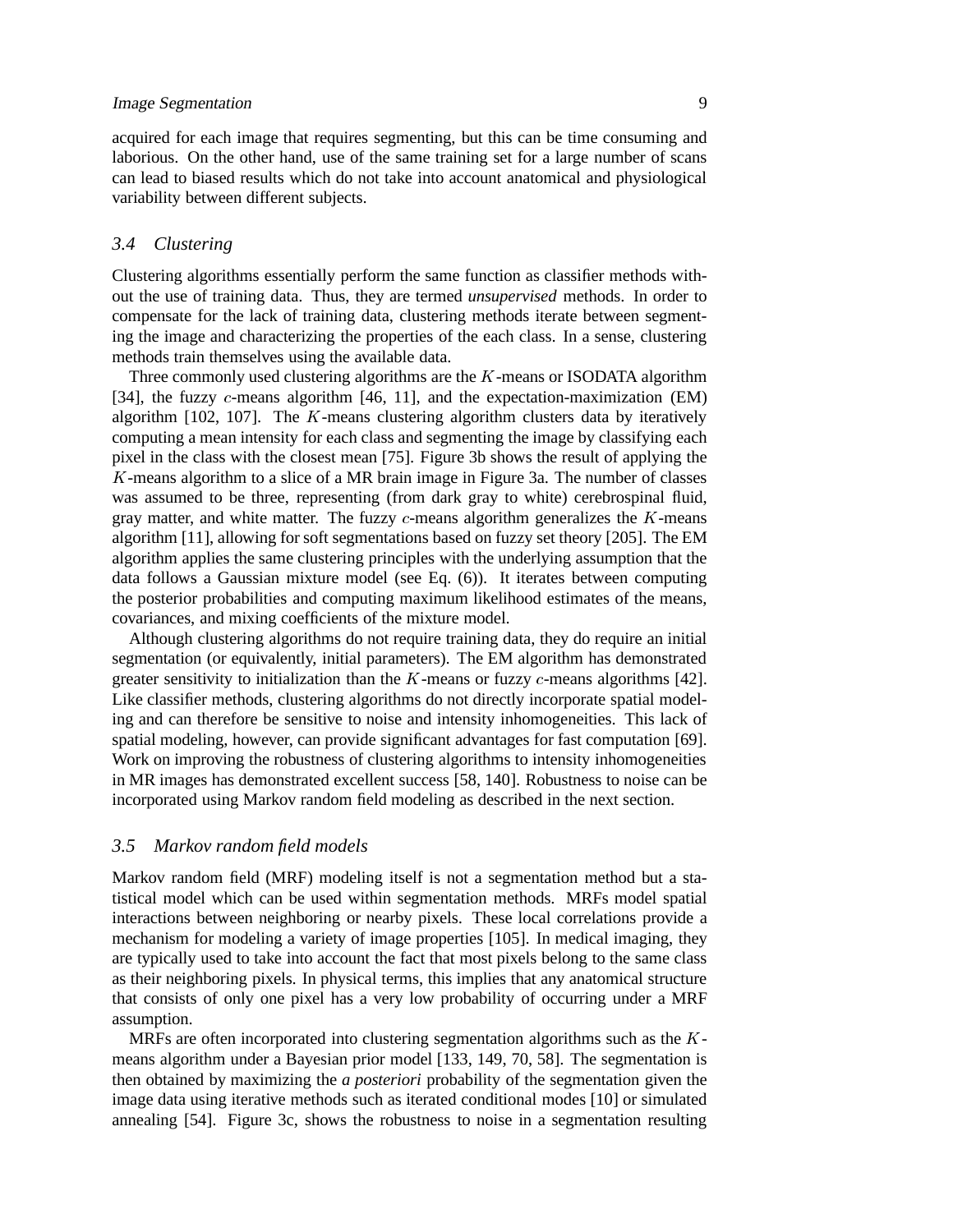acquired for each image that requires segmenting, but this can be time consuming and laborious. On the other hand, use of the same training set for a large number of scans can lead to biased results which do not take into account anatomical and physiological variability between different subjects.

### 3.4 Clustering

Clustering algorithms essentially perform the same function as classifier methods without the use of training data. Thus, they are termed *unsupervised* methods. In order to compensate for the lack of training data, clustering methods iterate between segmenting the image and characterizing the properties of the each class. In a sense, clustering methods train themselves using the available data.

Three commonly used clustering algorithms are the $K$-means or ISODATA algorithm [34], the fuzzy $c$-means algorithm [46, 11], and the expectation-maximization (EM) algorithm [102, 107]. The $K$-means clustering algorithm clusters data by iteratively computing a mean intensity for each class and segmenting the image by classifying each pixel in the class with the closest mean [75]. Figure 3b shows the result of applying the $K$-means algorithm to a slice of a MR brain image in Figure 3a. The number of classes was assumed to be three, representing (from dark gray to white) cerebrospinal fluid, gray matter, and white matter. The fuzzy $c$-means algorithm generalizes the $K$-means algorithm [11], allowing for soft segmentations based on fuzzy set theory [205]. The EM algorithm applies the same clustering principles with the underlying assumption that the data follows a Gaussian mixture model (see Eq. (6)). It iterates between computing the posterior probabilities and computing maximum likelihood estimates of the means, covariances, and mixing coefficients of the mixture model.

Although clustering algorithms do not require training data, they do require an initial segmentation (or equivalently, initial parameters). The EM algorithm has demonstrated greater sensitivity to initialization than the $K$-means or fuzzy $c$-means algorithms [42]. Like classifier methods, clustering algorithms do not directly incorporate spatial modeling and can therefore be sensitive to noise and intensity inhomogeneities. This lack of spatial modeling, however, can provide significant advantages for fast computation [69]. Work on improving the robustness of clustering algorithms to intensity inhomogeneities in MR images has demonstrated excellent success [58, 140]. Robustness to noise can be incorporated using Markov random field modeling as described in the next section.

### 3.5 Markov random field models

Markov random field (MRF) modeling itself is not a segmentation method but a statistical model which can be used within segmentation methods. MRFs model spatial interactions between neighboring or nearby pixels. These local correlations provide a mechanism for modeling a variety of image properties [105]. In medical imaging, they are typically used to take into account the fact that most pixels belong to the same class as their neighboring pixels. In physical terms, this implies that any anatomical structure that consists of only one pixel has a very low probability of occurring under a MRF assumption.

MRFs are often incorporated into clustering segmentation algorithms such as the $K$-means algorithm under a Bayesian prior model [133, 149, 70, 58]. The segmentation is then obtained by maximizing the *a posteriori* probability of the segmentation given the image data using iterative methods such as iterated conditional modes [10] or simulated annealing [54]. Figure 3c, shows the robustness to noise in a segmentation resulting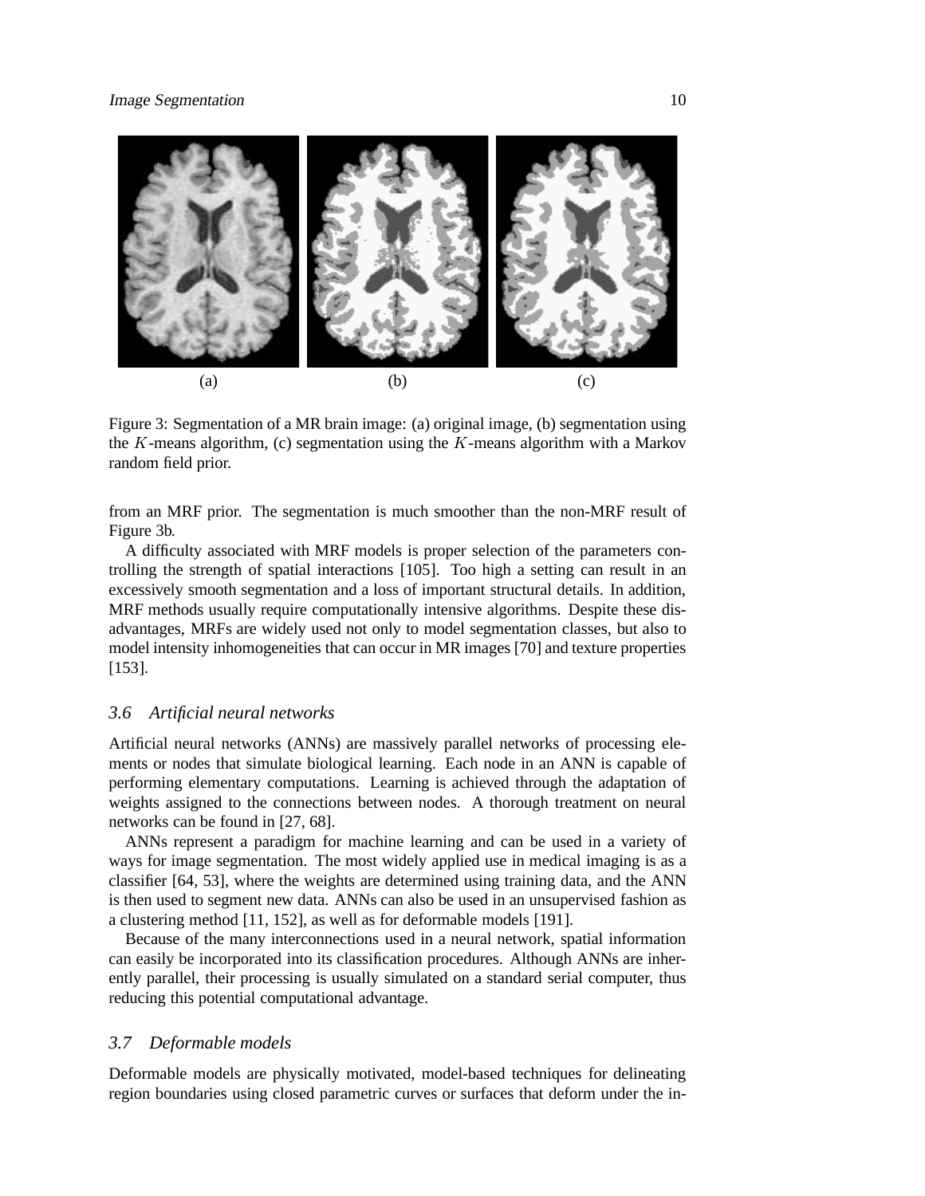(a) (b) (c)

Figure 3: Segmentation of a MR brain image: (a) original image, (b) segmentation using the $K$-means algorithm, (c) segmentation using the $K$-means algorithm with a Markov random field prior.

from an MRF prior. The segmentation is much smoother than the non-MRF result of Figure 3b.

A difficulty associated with MRF models is proper selection of the parameters controlling the strength of spatial interactions [105]. Too high a setting can result in an excessively smooth segmentation and a loss of important structural details. In addition, MRF methods usually require computationally intensive algorithms. Despite these disadvantages, MRFs are widely used not only to model segmentation classes, but also to model intensity inhomogeneities that can occur in MR images [70] and texture properties [153].

### *3.6 Artificial neural networks*

Artificial neural networks (ANNs) are massively parallel networks of processing elements or nodes that simulate biological learning. Each node in an ANN is capable of performing elementary computations. Learning is achieved through the adaptation of weights assigned to the connections between nodes. A thorough treatment on neural networks can be found in [27, 68].

ANNs represent a paradigm for machine learning and can be used in a variety of ways for image segmentation. The most widely applied use in medical imaging is as a classifier [64, 53], where the weights are determined using training data, and the ANN is then used to segment new data. ANNs can also be used in an unsupervised fashion as a clustering method [11, 152], as well as for deformable models [191].

Because of the many interconnections used in a neural network, spatial information can easily be incorporated into its classification procedures. Although ANNs are inherently parallel, their processing is usually simulated on a standard serial computer, thus reducing this potential computational advantage.

### *3.7 Deformable models*

Deformable models are physically motivated, model-based techniques for delineating region boundaries using closed parametric curves or surfaces that deform under the in-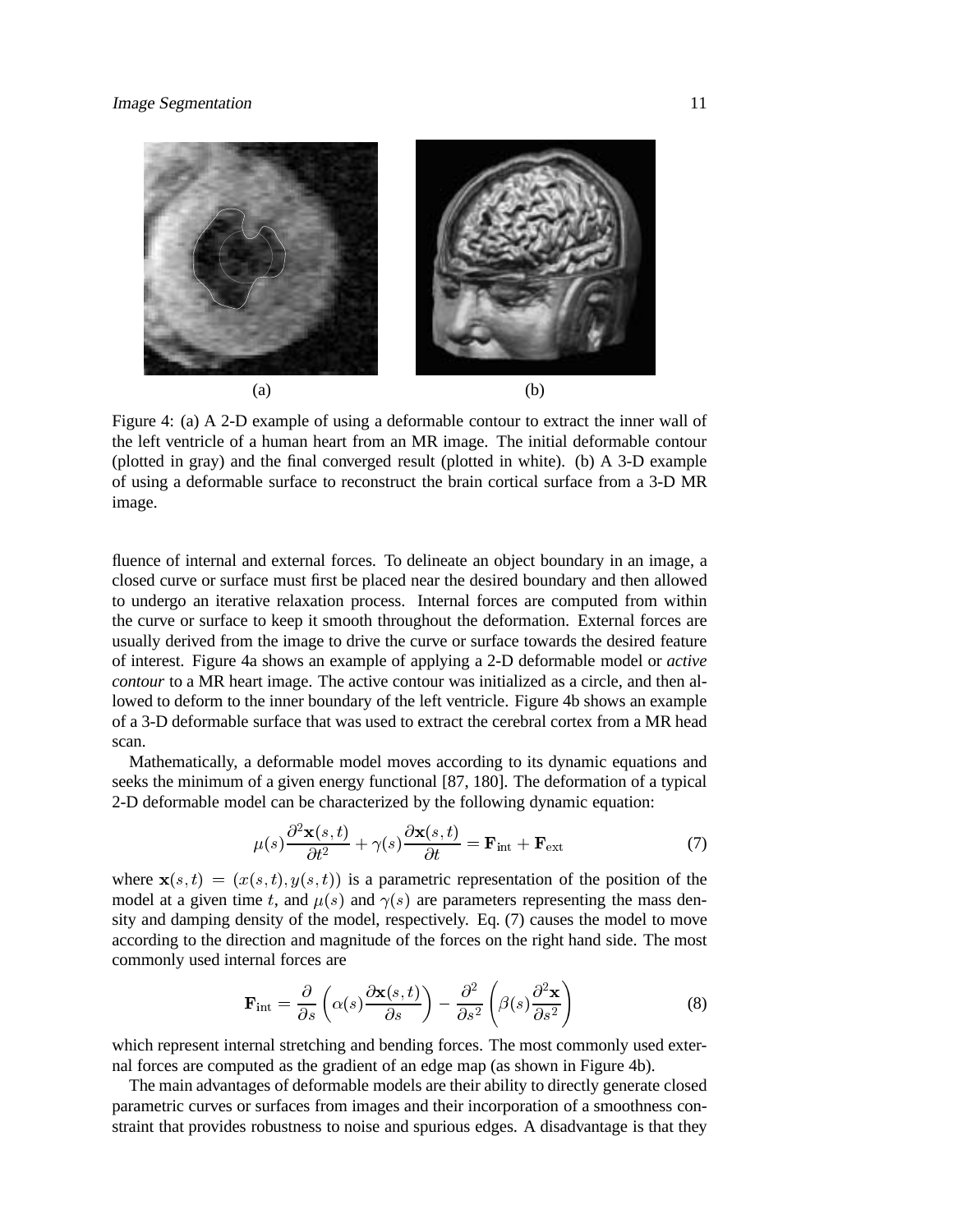(a) (b)

Figure 4: (a) A 2-D example of using a deformable contour to extract the inner wall of the left ventricle of a human heart from an MR image. The initial deformable contour (plotted in gray) and the final converged result (plotted in white). (b) A 3-D example of using a deformable surface to reconstruct the brain cortical surface from a 3-D MR image.

fluence of internal and external forces. To delineate an object boundary in an image, a closed curve or surface must first be placed near the desired boundary and then allowed to undergo an iterative relaxation process. Internal forces are computed from within the curve or surface to keep it smooth throughout the deformation. External forces are usually derived from the image to drive the curve or surface towards the desired feature of interest. Figure 4a shows an example of applying a 2-D deformable model or *active contour* to a MR heart image. The active contour was initialized as a circle, and then allowed to deform to the inner boundary of the left ventricle. Figure 4b shows an example of a 3-D deformable surface that was used to extract the cerebral cortex from a MR head scan.

Mathematically, a deformable model moves according to its dynamic equations and seeks the minimum of a given energy functional [87, 180]. The deformation of a typical 2-D deformable model can be characterized by the following dynamic equation:

$$\mu(s)\frac{\partial^2 \mathbf{x}(s,t)}{\partial t^2} + \gamma(s)\frac{\partial \mathbf{x}(s,t)}{\partial t} = \mathbf{F}_{\text{int}} + \mathbf{F}_{\text{ext}} \tag{7}$$

where $\mathbf{x}(s,t) = (x(s,t), y(s,t))$ is a parametric representation of the position of the model at a given time $t$, and $\mu(s)$ and $\gamma(s)$ are parameters representing the mass density and damping density of the model, respectively. Eq. (7) causes the model to move according to the direction and magnitude of the forces on the right hand side. The most commonly used internal forces are

$$\mathbf{F}_{\text{int}} = \frac{\partial}{\partial s}\left(\alpha(s)\frac{\partial \mathbf{x}(s,t)}{\partial s}\right) - \frac{\partial^2}{\partial s^2}\left(\beta(s)\frac{\partial^2 \mathbf{x}}{\partial s^2}\right) \tag{8}$$

which represent internal stretching and bending forces. The most commonly used external forces are computed as the gradient of an edge map (as shown in Figure 4b).

The main advantages of deformable models are their ability to directly generate closed parametric curves or surfaces from images and their incorporation of a smoothness constraint that provides robustness to noise and spurious edges. A disadvantage is that they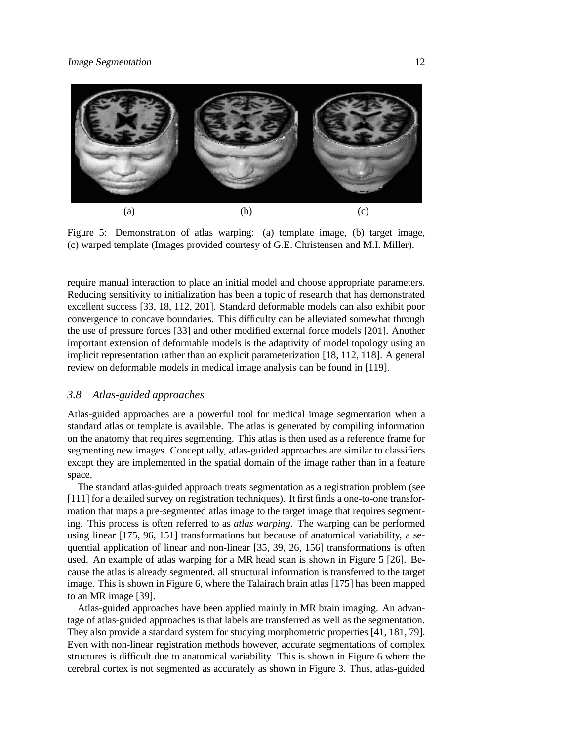(a) (b) (c)

Figure 5: Demonstration of atlas warping: (a) template image, (b) target image, (c) warped template (Images provided courtesy of G.E. Christensen and M.I. Miller).

require manual interaction to place an initial model and choose appropriate parameters. Reducing sensitivity to initialization has been a topic of research that has demonstrated excellent success [33, 18, 112, 201]. Standard deformable models can also exhibit poor convergence to concave boundaries. This difficulty can be alleviated somewhat through the use of pressure forces [33] and other modified external force models [201]. Another important extension of deformable models is the adaptivity of model topology using an implicit representation rather than an explicit parameterization [18, 112, 118]. A general review on deformable models in medical image analysis can be found in [119].

### *3.8 Atlas-guided approaches*

Atlas-guided approaches are a powerful tool for medical image segmentation when a standard atlas or template is available. The atlas is generated by compiling information on the anatomy that requires segmenting. This atlas is then used as a reference frame for segmenting new images. Conceptually, atlas-guided approaches are similar to classifiers except they are implemented in the spatial domain of the image rather than in a feature space.

The standard atlas-guided approach treats segmentation as a registration problem (see [111] for a detailed survey on registration techniques). It first finds a one-to-one transformation that maps a pre-segmented atlas image to the target image that requires segmenting. This process is often referred to as *atlas warping*. The warping can be performed using linear [175, 96, 151] transformations but because of anatomical variability, a sequential application of linear and non-linear [35, 39, 26, 156] transformations is often used. An example of atlas warping for a MR head scan is shown in Figure 5 [26]. Because the atlas is already segmented, all structural information is transferred to the target image. This is shown in Figure 6, where the Talairach brain atlas [175] has been mapped to an MR image [39].

Atlas-guided approaches have been applied mainly in MR brain imaging. An advantage of atlas-guided approaches is that labels are transferred as well as the segmentation. They also provide a standard system for studying morphometric properties [41, 181, 79]. Even with non-linear registration methods however, accurate segmentations of complex structures is difficult due to anatomical variability. This is shown in Figure 6 where the cerebral cortex is not segmented as accurately as shown in Figure 3. Thus, atlas-guided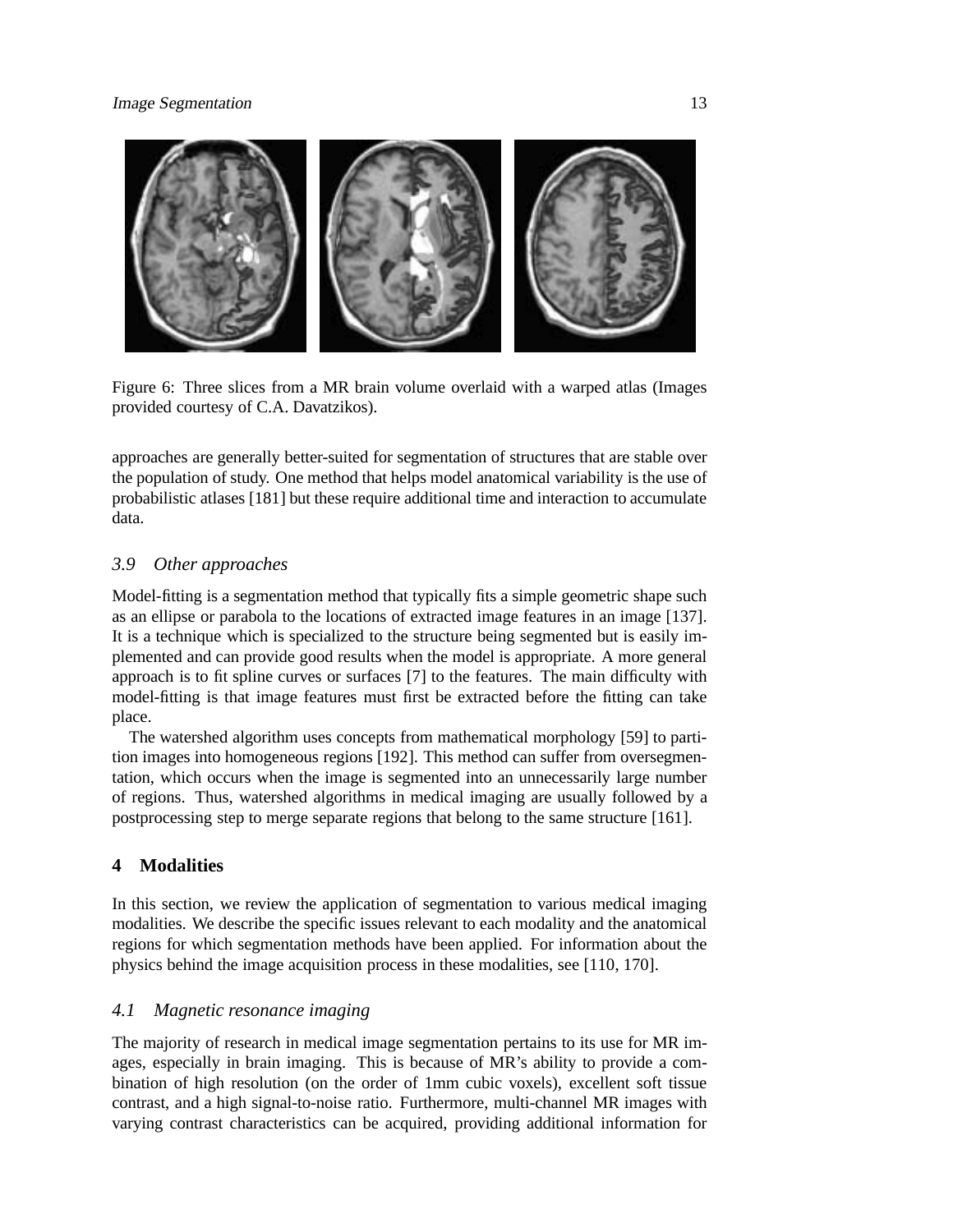Figure 6: Three slices from a MR brain volume overlaid with a warped atlas (Images provided courtesy of C.A. Davatzikos).

approaches are generally better-suited for segmentation of structures that are stable over the population of study. One method that helps model anatomical variability is the use of probabilistic atlases [181] but these require additional time and interaction to accumulate data.

### *3.9 Other approaches*

Model-fitting is a segmentation method that typically fits a simple geometric shape such as an ellipse or parabola to the locations of extracted image features in an image [137]. It is a technique which is specialized to the structure being segmented but is easily implemented and can provide good results when the model is appropriate. A more general approach is to fit spline curves or surfaces [7] to the features. The main difficulty with model-fitting is that image features must first be extracted before the fitting can take place.

The watershed algorithm uses concepts from mathematical morphology [59] to partition images into homogeneous regions [192]. This method can suffer from oversegmentation, which occurs when the image is segmented into an unnecessarily large number of regions. Thus, watershed algorithms in medical imaging are usually followed by a postprocessing step to merge separate regions that belong to the same structure [161].

## 4 Modalities

In this section, we review the application of segmentation to various medical imaging modalities. We describe the specific issues relevant to each modality and the anatomical regions for which segmentation methods have been applied. For information about the physics behind the image acquisition process in these modalities, see [110, 170].

### *4.1 Magnetic resonance imaging*

The majority of research in medical image segmentation pertains to its use for MR images, especially in brain imaging. This is because of MR's ability to provide a combination of high resolution (on the order of 1mm cubic voxels), excellent soft tissue contrast, and a high signal-to-noise ratio. Furthermore, multi-channel MR images with varying contrast characteristics can be acquired, providing additional information for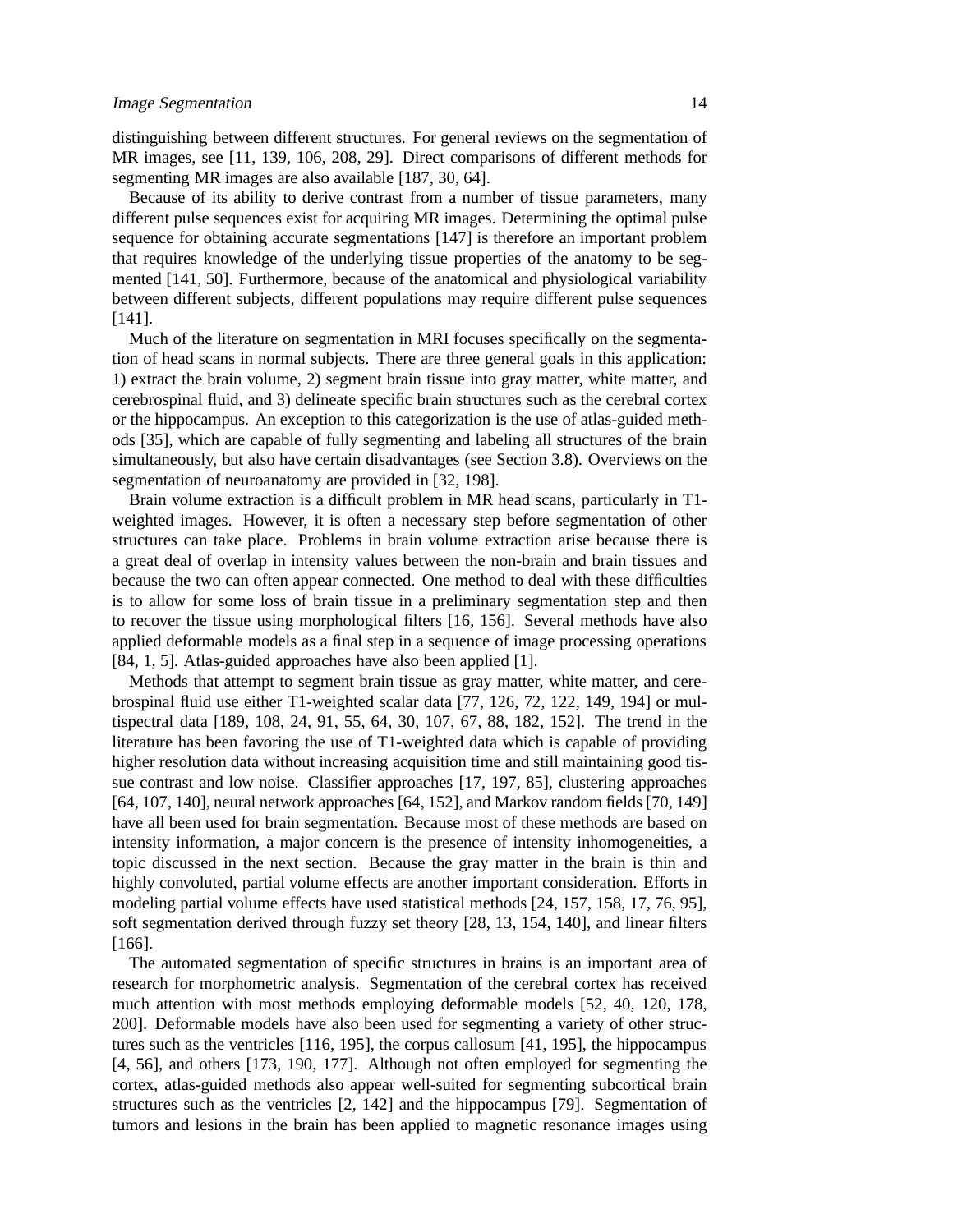distinguishing between different structures. For general reviews on the segmentation of MR images, see [11, 139, 106, 208, 29]. Direct comparisons of different methods for segmenting MR images are also available [187, 30, 64].

Because of its ability to derive contrast from a number of tissue parameters, many different pulse sequences exist for acquiring MR images. Determining the optimal pulse sequence for obtaining accurate segmentations [147] is therefore an important problem that requires knowledge of the underlying tissue properties of the anatomy to be segmented [141, 50]. Furthermore, because of the anatomical and physiological variability between different subjects, different populations may require different pulse sequences [141].

Much of the literature on segmentation in MRI focuses specifically on the segmentation of head scans in normal subjects. There are three general goals in this application: 1) extract the brain volume, 2) segment brain tissue into gray matter, white matter, and cerebrospinal fluid, and 3) delineate specific brain structures such as the cerebral cortex or the hippocampus. An exception to this categorization is the use of atlas-guided methods [35], which are capable of fully segmenting and labeling all structures of the brain simultaneously, but also have certain disadvantages (see Section 3.8). Overviews on the segmentation of neuroanatomy are provided in [32, 198].

Brain volume extraction is a difficult problem in MR head scans, particularly in T1-weighted images. However, it is often a necessary step before segmentation of other structures can take place. Problems in brain volume extraction arise because there is a great deal of overlap in intensity values between the non-brain and brain tissues and because the two can often appear connected. One method to deal with these difficulties is to allow for some loss of brain tissue in a preliminary segmentation step and then to recover the tissue using morphological filters [16, 156]. Several methods have also applied deformable models as a final step in a sequence of image processing operations [84, 1, 5]. Atlas-guided approaches have also been applied [1].

Methods that attempt to segment brain tissue as gray matter, white matter, and cerebrospinal fluid use either T1-weighted scalar data [77, 126, 72, 122, 149, 194] or multispectral data [189, 108, 24, 91, 55, 64, 30, 107, 67, 88, 182, 152]. The trend in the literature has been favoring the use of T1-weighted data which is capable of providing higher resolution data without increasing acquisition time and still maintaining good tissue contrast and low noise. Classifier approaches [17, 197, 85], clustering approaches [64, 107, 140], neural network approaches [64, 152], and Markov random fields [70, 149] have all been used for brain segmentation. Because most of these methods are based on intensity information, a major concern is the presence of intensity inhomogeneities, a topic discussed in the next section. Because the gray matter in the brain is thin and highly convoluted, partial volume effects are another important consideration. Efforts in modeling partial volume effects have used statistical methods [24, 157, 158, 17, 76, 95], soft segmentation derived through fuzzy set theory [28, 13, 154, 140], and linear filters [166].

The automated segmentation of specific structures in brains is an important area of research for morphometric analysis. Segmentation of the cerebral cortex has received much attention with most methods employing deformable models [52, 40, 120, 178, 200]. Deformable models have also been used for segmenting a variety of other structures such as the ventricles [116, 195], the corpus callosum [41, 195], the hippocampus [4, 56], and others [173, 190, 177]. Although not often employed for segmenting the cortex, atlas-guided methods also appear well-suited for segmenting subcortical brain structures such as the ventricles [2, 142] and the hippocampus [79]. Segmentation of tumors and lesions in the brain has been applied to magnetic resonance images using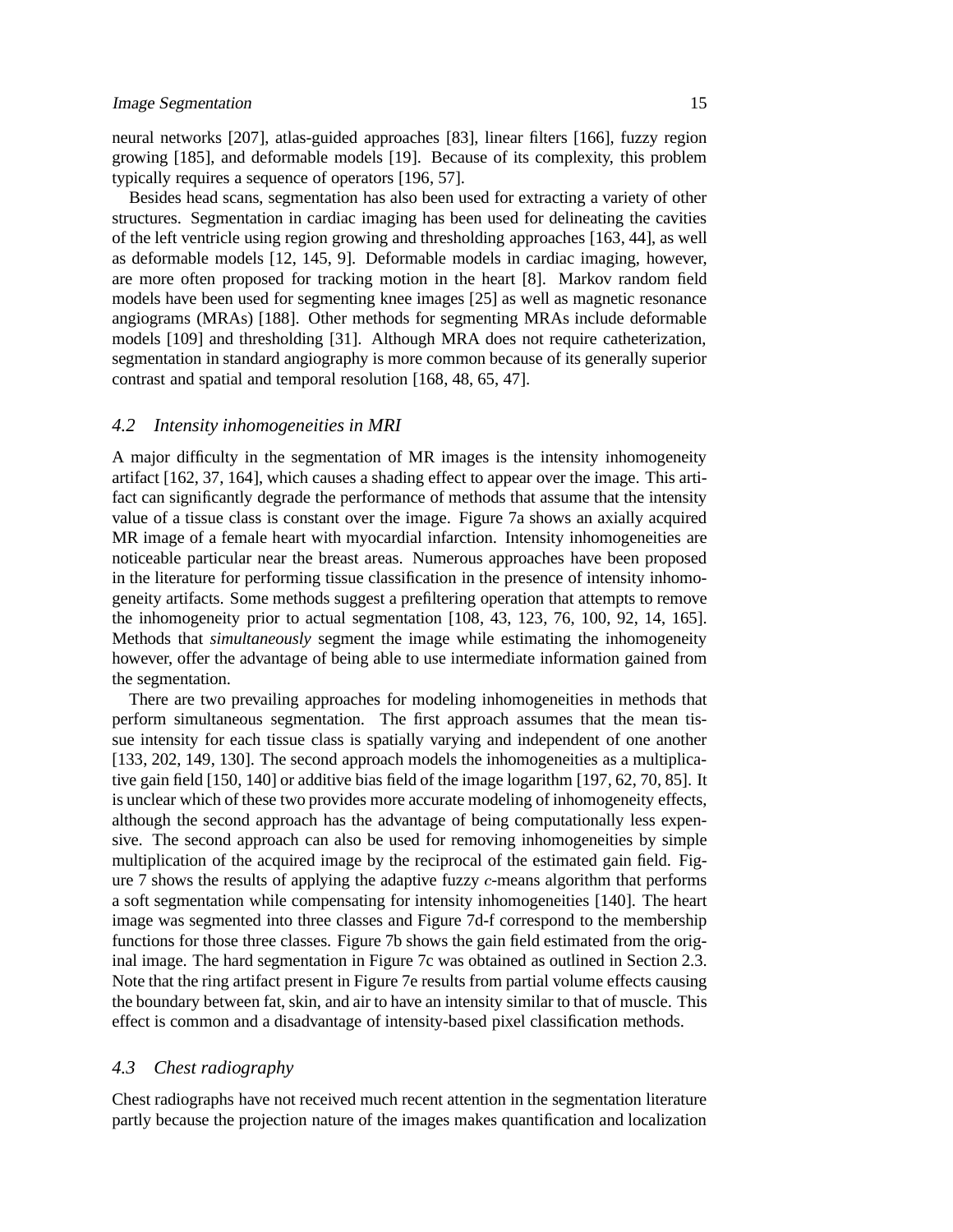neural networks [207], atlas-guided approaches [83], linear filters [166], fuzzy region growing [185], and deformable models [19]. Because of its complexity, this problem typically requires a sequence of operators [196, 57].

Besides head scans, segmentation has also been used for extracting a variety of other structures. Segmentation in cardiac imaging has been used for delineating the cavities of the left ventricle using region growing and thresholding approaches [163, 44], as well as deformable models [12, 145, 9]. Deformable models in cardiac imaging, however, are more often proposed for tracking motion in the heart [8]. Markov random field models have been used for segmenting knee images [25] as well as magnetic resonance angiograms (MRAs) [188]. Other methods for segmenting MRAs include deformable models [109] and thresholding [31]. Although MRA does not require catheterization, segmentation in standard angiography is more common because of its generally superior contrast and spatial and temporal resolution [168, 48, 65, 47].

### *4.2 Intensity inhomogeneities in MRI*

A major difficulty in the segmentation of MR images is the intensity inhomogeneity artifact [162, 37, 164], which causes a shading effect to appear over the image. This artifact can significantly degrade the performance of methods that assume that the intensity value of a tissue class is constant over the image. Figure 7a shows an axially acquired MR image of a female heart with myocardial infarction. Intensity inhomogeneities are noticeable particular near the breast areas. Numerous approaches have been proposed in the literature for performing tissue classification in the presence of intensity inhomogeneity artifacts. Some methods suggest a prefiltering operation that attempts to remove the inhomogeneity prior to actual segmentation [108, 43, 123, 76, 100, 92, 14, 165]. Methods that *simultaneously* segment the image while estimating the inhomogeneity however, offer the advantage of being able to use intermediate information gained from the segmentation.

There are two prevailing approaches for modeling inhomogeneities in methods that perform simultaneous segmentation. The first approach assumes that the mean tissue intensity for each tissue class is spatially varying and independent of one another [133, 202, 149, 130]. The second approach models the inhomogeneities as a multiplicative gain field [150, 140] or additive bias field of the image logarithm [197, 62, 70, 85]. It is unclear which of these two provides more accurate modeling of inhomogeneity effects, although the second approach has the advantage of being computationally less expensive. The second approach can also be used for removing inhomogeneities by simple multiplication of the acquired image by the reciprocal of the estimated gain field. Figure 7 shows the results of applying the adaptive fuzzy $c$-means algorithm that performs a soft segmentation while compensating for intensity inhomogeneities [140]. The heart image was segmented into three classes and Figure 7d-f correspond to the membership functions for those three classes. Figure 7b shows the gain field estimated from the original image. The hard segmentation in Figure 7c was obtained as outlined in Section 2.3. Note that the ring artifact present in Figure 7e results from partial volume effects causing the boundary between fat, skin, and air to have an intensity similar to that of muscle. This effect is common and a disadvantage of intensity-based pixel classification methods.

### *4.3 Chest radiography*

Chest radiographs have not received much recent attention in the segmentation literature partly because the projection nature of the images makes quantification and localization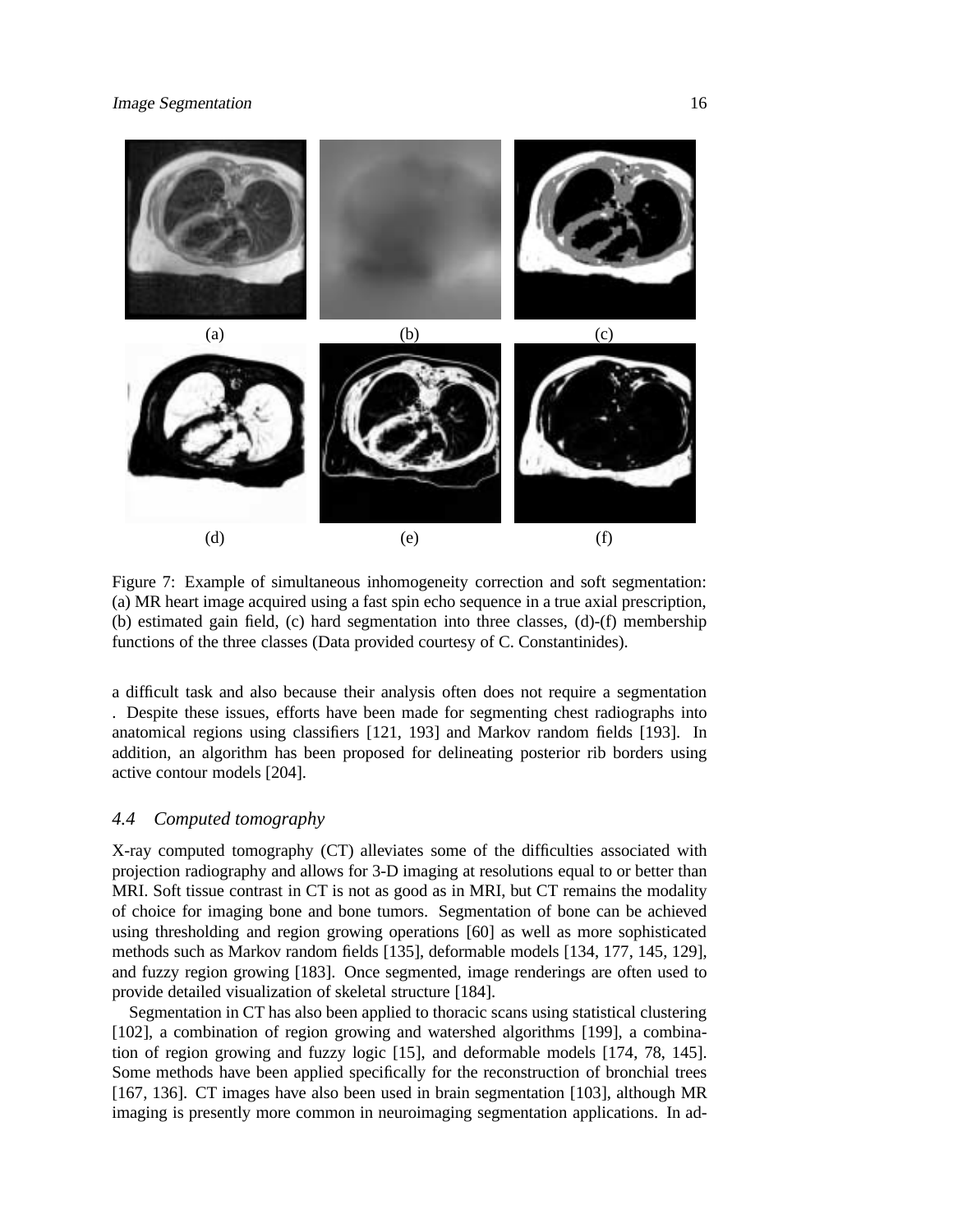Figure 7: Example of simultaneous inhomogeneity correction and soft segmentation: (a) MR heart image acquired using a fast spin echo sequence in a true axial prescription, (b) estimated gain field, (c) hard segmentation into three classes, (d)-(f) membership functions of the three classes (Data provided courtesy of C. Constantinides).

a difficult task and also because their analysis often does not require a segmentation . Despite these issues, efforts have been made for segmenting chest radiographs into anatomical regions using classifiers [121, 193] and Markov random fields [193]. In addition, an algorithm has been proposed for delineating posterior rib borders using active contour models [204].

### *4.4 Computed tomography*

X-ray computed tomography (CT) alleviates some of the difficulties associated with projection radiography and allows for 3-D imaging at resolutions equal to or better than MRI. Soft tissue contrast in CT is not as good as in MRI, but CT remains the modality of choice for imaging bone and bone tumors. Segmentation of bone can be achieved using thresholding and region growing operations [60] as well as more sophisticated methods such as Markov random fields [135], deformable models [134, 177, 145, 129], and fuzzy region growing [183]. Once segmented, image renderings are often used to provide detailed visualization of skeletal structure [184].

Segmentation in CT has also been applied to thoracic scans using statistical clustering [102], a combination of region growing and watershed algorithms [199], a combination of region growing and fuzzy logic [15], and deformable models [174, 78, 145]. Some methods have been applied specifically for the reconstruction of bronchial trees [167, 136]. CT images have also been used in brain segmentation [103], although MR imaging is presently more common in neuroimaging segmentation applications. In ad-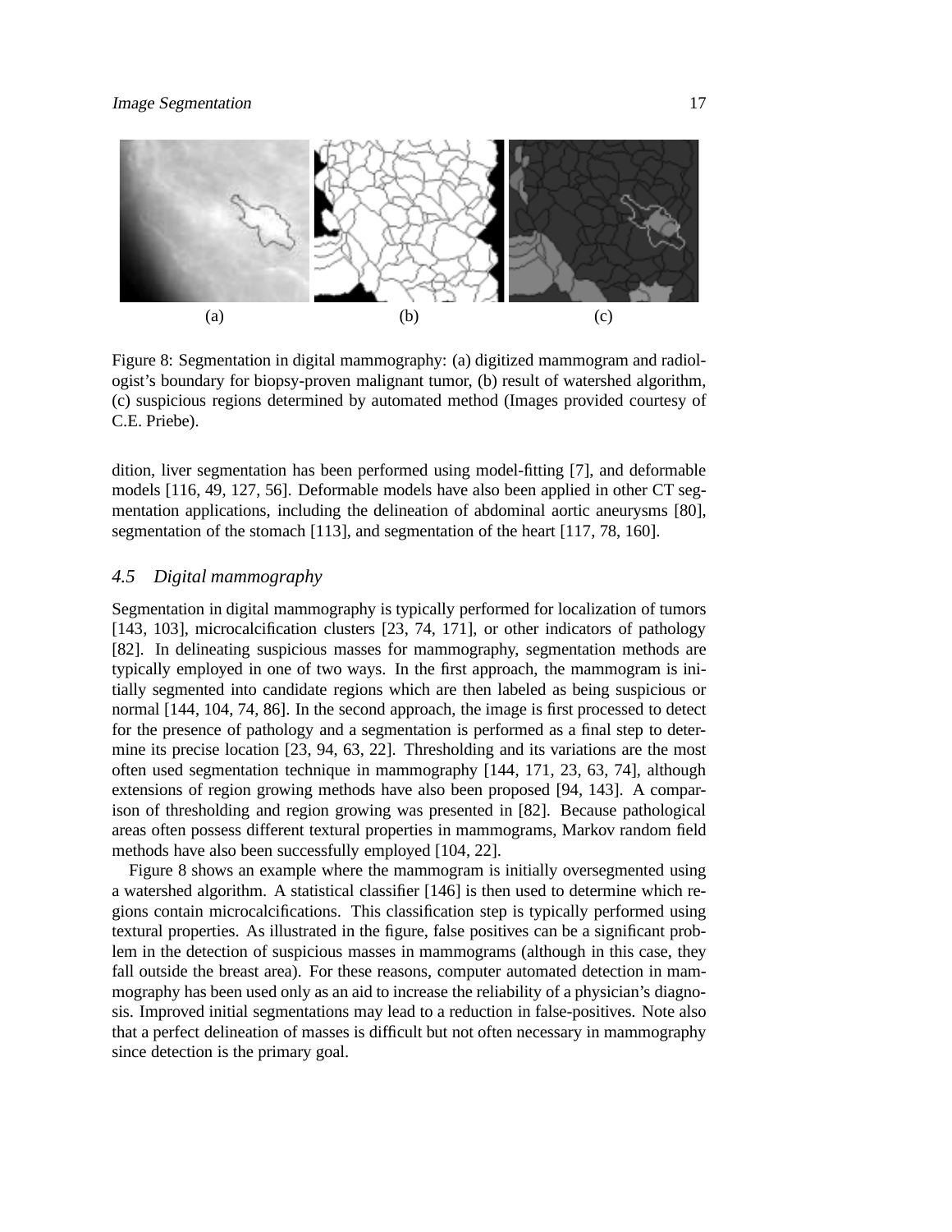(a) (b) (c)

Figure 8: Segmentation in digital mammography: (a) digitized mammogram and radiologist's boundary for biopsy-proven malignant tumor, (b) result of watershed algorithm, (c) suspicious regions determined by automated method (Images provided courtesy of C.E. Priebe).

dition, liver segmentation has been performed using model-fitting [7], and deformable models [116, 49, 127, 56]. Deformable models have also been applied in other CT segmentation applications, including the delineation of abdominal aortic aneurysms [80], segmentation of the stomach [113], and segmentation of the heart [117, 78, 160].

### *4.5 Digital mammography*

Segmentation in digital mammography is typically performed for localization of tumors [143, 103], microcalcification clusters [23, 74, 171], or other indicators of pathology [82]. In delineating suspicious masses for mammography, segmentation methods are typically employed in one of two ways. In the first approach, the mammogram is initially segmented into candidate regions which are then labeled as being suspicious or normal [144, 104, 74, 86]. In the second approach, the image is first processed to detect for the presence of pathology and a segmentation is performed as a final step to determine its precise location [23, 94, 63, 22]. Thresholding and its variations are the most often used segmentation technique in mammography [144, 171, 23, 63, 74], although extensions of region growing methods have also been proposed [94, 143]. A comparison of thresholding and region growing was presented in [82]. Because pathological areas often possess different textural properties in mammograms, Markov random field methods have also been successfully employed [104, 22].

Figure 8 shows an example where the mammogram is initially oversegmented using a watershed algorithm. A statistical classifier [146] is then used to determine which regions contain microcalcifications. This classification step is typically performed using textural properties. As illustrated in the figure, false positives can be a significant problem in the detection of suspicious masses in mammograms (although in this case, they fall outside the breast area). For these reasons, computer automated detection in mammography has been used only as an aid to increase the reliability of a physician's diagnosis. Improved initial segmentations may lead to a reduction in false-positives. Note also that a perfect delineation of masses is difficult but not often necessary in mammography since detection is the primary goal.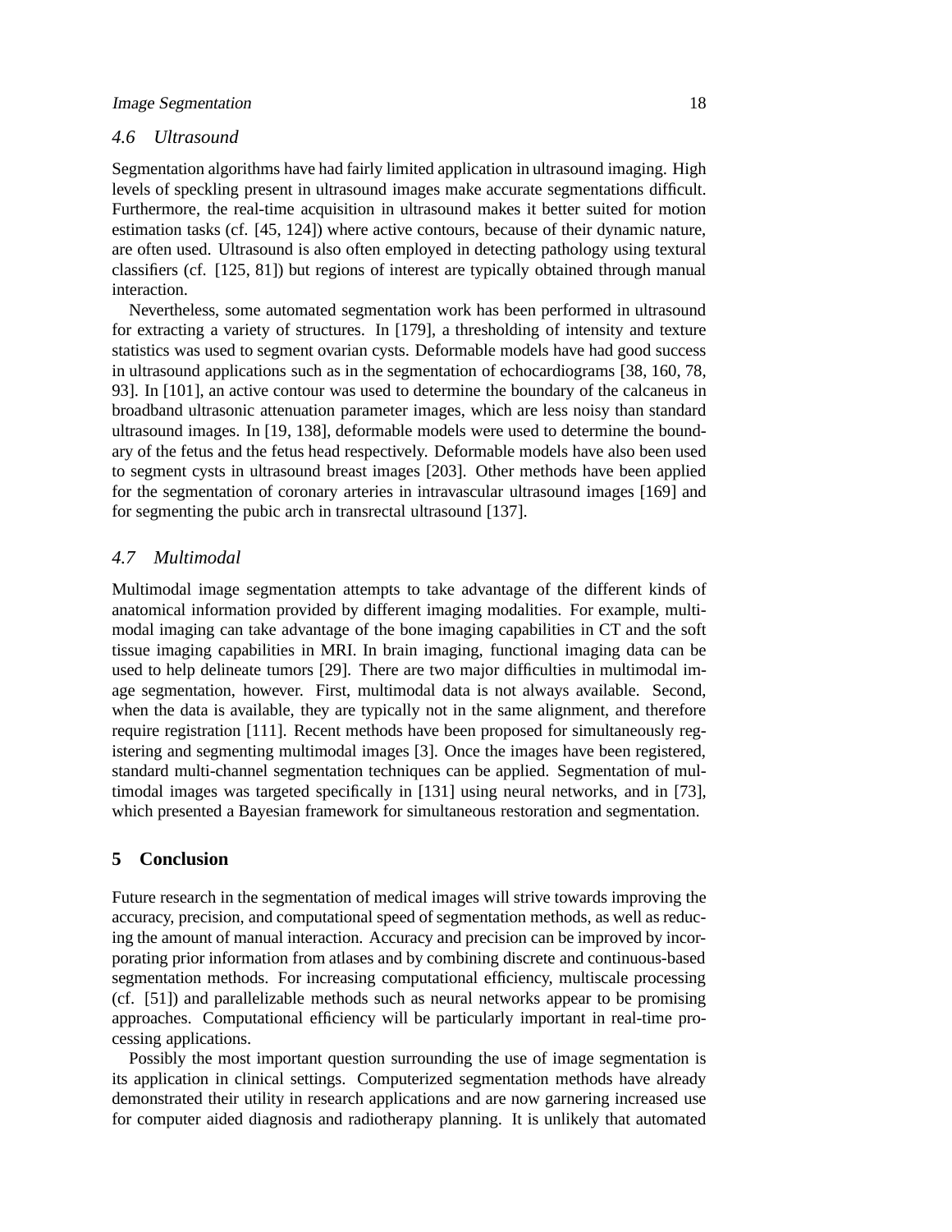### 4.6 Ultrasound

Segmentation algorithms have had fairly limited application in ultrasound imaging. High levels of speckling present in ultrasound images make accurate segmentations difficult. Furthermore, the real-time acquisition in ultrasound makes it better suited for motion estimation tasks (cf. [45, 124]) where active contours, because of their dynamic nature, are often used. Ultrasound is also often employed in detecting pathology using textural classifiers (cf. [125, 81]) but regions of interest are typically obtained through manual interaction.

Nevertheless, some automated segmentation work has been performed in ultrasound for extracting a variety of structures. In [179], a thresholding of intensity and texture statistics was used to segment ovarian cysts. Deformable models have had good success in ultrasound applications such as in the segmentation of echocardiograms [38, 160, 78, 93]. In [101], an active contour was used to determine the boundary of the calcaneus in broadband ultrasonic attenuation parameter images, which are less noisy than standard ultrasound images. In [19, 138], deformable models were used to determine the boundary of the fetus and the fetus head respectively. Deformable models have also been used to segment cysts in ultrasound breast images [203]. Other methods have been applied for the segmentation of coronary arteries in intravascular ultrasound images [169] and for segmenting the pubic arch in transrectal ultrasound [137].

### 4.7 Multimodal

Multimodal image segmentation attempts to take advantage of the different kinds of anatomical information provided by different imaging modalities. For example, multimodal imaging can take advantage of the bone imaging capabilities in CT and the soft tissue imaging capabilities in MRI. In brain imaging, functional imaging data can be used to help delineate tumors [29]. There are two major difficulties in multimodal image segmentation, however. First, multimodal data is not always available. Second, when the data is available, they are typically not in the same alignment, and therefore require registration [111]. Recent methods have been proposed for simultaneously registering and segmenting multimodal images [3]. Once the images have been registered, standard multi-channel segmentation techniques can be applied. Segmentation of multimodal images was targeted specifically in [131] using neural networks, and in [73], which presented a Bayesian framework for simultaneous restoration and segmentation.

## 5 Conclusion

Future research in the segmentation of medical images will strive towards improving the accuracy, precision, and computational speed of segmentation methods, as well as reducing the amount of manual interaction. Accuracy and precision can be improved by incorporating prior information from atlases and by combining discrete and continuous-based segmentation methods. For increasing computational efficiency, multiscale processing (cf. [51]) and parallelizable methods such as neural networks appear to be promising approaches. Computational efficiency will be particularly important in real-time processing applications.

Possibly the most important question surrounding the use of image segmentation is its application in clinical settings. Computerized segmentation methods have already demonstrated their utility in research applications and are now garnering increased use for computer aided diagnosis and radiotherapy planning. It is unlikely that automated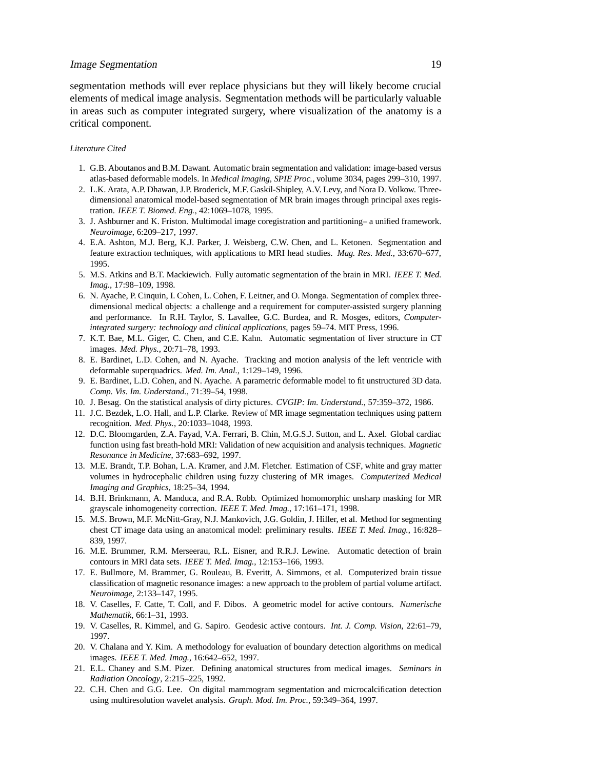segmentation methods will ever replace physicians but they will likely become crucial elements of medical image analysis. Segmentation methods will be particularly valuable in areas such as computer integrated surgery, where visualization of the anatomy is a critical component.

*Literature Cited*

1. G.B. Aboutanos and B.M. Dawant. Automatic brain segmentation and validation: image-based versus atlas-based deformable models. In *Medical Imaging, SPIE Proc.*, volume 3034, pages 299–310, 1997.
2. L.K. Arata, A.P. Dhawan, J.P. Broderick, M.F. Gaskil-Shipley, A.V. Levy, and Nora D. Volkow. Three-dimensional anatomical model-based segmentation of MR brain images through principal axes registration. *IEEE T. Biomed. Eng.*, 42:1069–1078, 1995.
3. J. Ashburner and K. Friston. Multimodal image coregistration and partitioning– a unified framework. *Neuroimage*, 6:209–217, 1997.
4. E.A. Ashton, M.J. Berg, K.J. Parker, J. Weisberg, C.W. Chen, and L. Ketonen. Segmentation and feature extraction techniques, with applications to MRI head studies. *Mag. Res. Med.*, 33:670–677, 1995.
5. M.S. Atkins and B.T. Mackiewich. Fully automatic segmentation of the brain in MRI. *IEEE T. Med. Imag.*, 17:98–109, 1998.
6. N. Ayache, P. Cinquin, I. Cohen, L. Cohen, F. Leitner, and O. Monga. Segmentation of complex three-dimensional medical objects: a challenge and a requirement for computer-assisted surgery planning and performance. In R.H. Taylor, S. Lavallee, G.C. Burdea, and R. Mosges, editors, *Computer-integrated surgery: technology and clinical applications*, pages 59–74. MIT Press, 1996.
7. K.T. Bae, M.L. Giger, C. Chen, and C.E. Kahn. Automatic segmentation of liver structure in CT images. *Med. Phys.*, 20:71–78, 1993.
8. E. Bardinet, L.D. Cohen, and N. Ayache. Tracking and motion analysis of the left ventricle with deformable superquadrics. *Med. Im. Anal.*, 1:129–149, 1996.
9. E. Bardinet, L.D. Cohen, and N. Ayache. A parametric deformable model to fit unstructured 3D data. *Comp. Vis. Im. Understand.*, 71:39–54, 1998.
10. J. Besag. On the statistical analysis of dirty pictures. *CVGIP: Im. Understand.*, 57:359–372, 1986.
11. J.C. Bezdek, L.O. Hall, and L.P. Clarke. Review of MR image segmentation techniques using pattern recognition. *Med. Phys.*, 20:1033–1048, 1993.
12. D.C. Bloomgarden, Z.A. Fayad, V.A. Ferrari, B. Chin, M.G.S.J. Sutton, and L. Axel. Global cardiac function using fast breath-hold MRI: Validation of new acquisition and analysis techniques. *Magnetic Resonance in Medicine*, 37:683–692, 1997.
13. M.E. Brandt, T.P. Bohan, L.A. Kramer, and J.M. Fletcher. Estimation of CSF, white and gray matter volumes in hydrocephalic children using fuzzy clustering of MR images. *Computerized Medical Imaging and Graphics*, 18:25–34, 1994.
14. B.H. Brinkmann, A. Manduca, and R.A. Robb. Optimized homomorphic unsharp masking for MR grayscale inhomogeneity correction. *IEEE T. Med. Imag.*, 17:161–171, 1998.
15. M.S. Brown, M.F. McNitt-Gray, N.J. Mankovich, J.G. Goldin, J. Hiller, et al. Method for segmenting chest CT image data using an anatomical model: preliminary results. *IEEE T. Med. Imag.*, 16:828–839, 1997.
16. M.E. Brummer, R.M. Merseerau, R.L. Eisner, and R.R.J. Lewine. Automatic detection of brain contours in MRI data sets. *IEEE T. Med. Imag.*, 12:153–166, 1993.
17. E. Bullmore, M. Brammer, G. Rouleau, B. Everitt, A. Simmons, et al. Computerized brain tissue classification of magnetic resonance images: a new approach to the problem of partial volume artifact. *Neuroimage*, 2:133–147, 1995.
18. V. Caselles, F. Catte, T. Coll, and F. Dibos. A geometric model for active contours. *Numerische Mathematik*, 66:1–31, 1993.
19. V. Caselles, R. Kimmel, and G. Sapiro. Geodesic active contours. *Int. J. Comp. Vision*, 22:61–79, 1997.
20. V. Chalana and Y. Kim. A methodology for evaluation of boundary detection algorithms on medical images. *IEEE T. Med. Imag.*, 16:642–652, 1997.
21. E.L. Chaney and S.M. Pizer. Defining anatomical structures from medical images. *Seminars in Radiation Oncology*, 2:215–225, 1992.
22. C.H. Chen and G.G. Lee. On digital mammogram segmentation and microcalcification detection using multiresolution wavelet analysis. *Graph. Mod. Im. Proc.*, 59:349–364, 1997.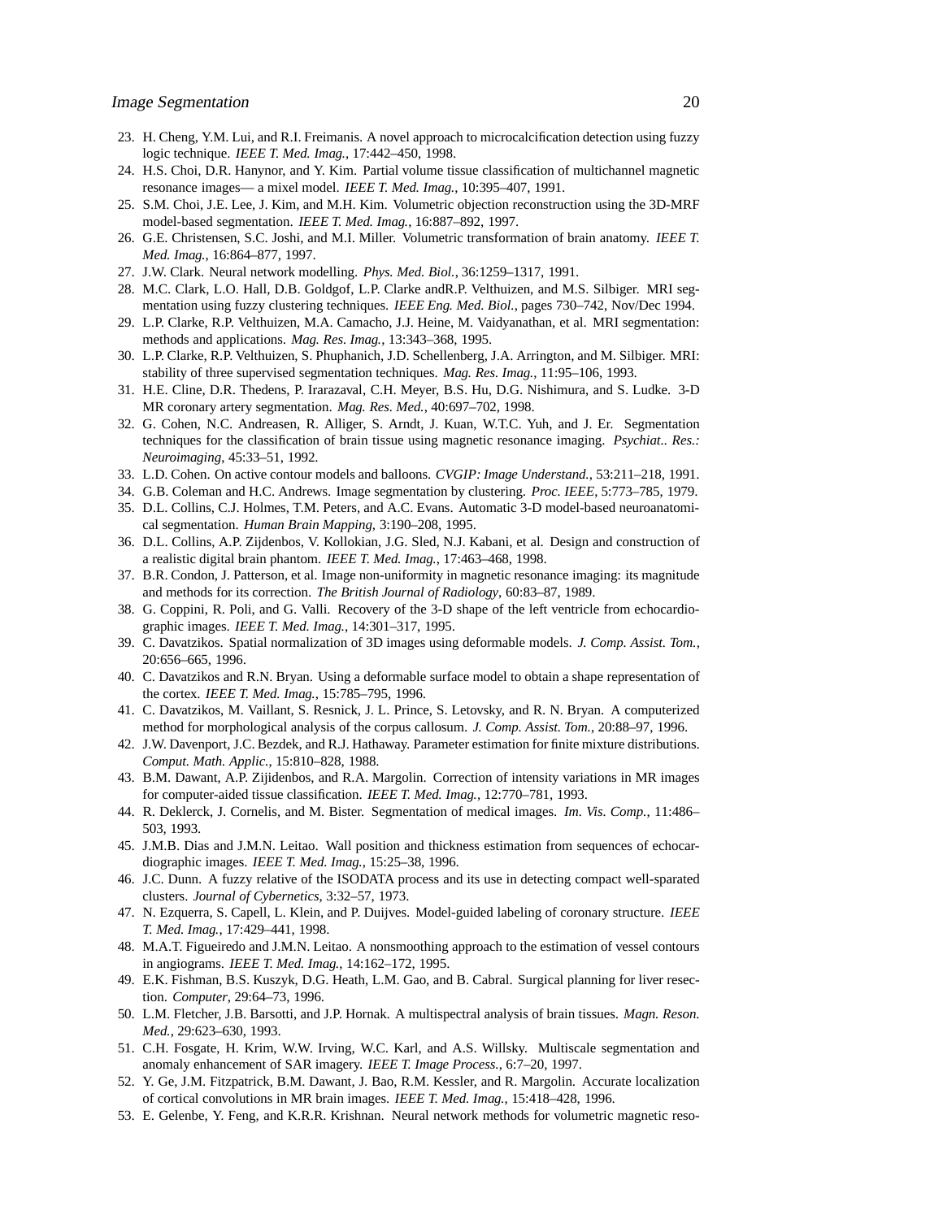23. H. Cheng, Y.M. Lui, and R.I. Freimanis. A novel approach to microcalcification detection using fuzzy logic technique. *IEEE T. Med. Imag.*, 17:442–450, 1998.
24. H.S. Choi, D.R. Hanynor, and Y. Kim. Partial volume tissue classification of multichannel magnetic resonance images— a mixel model. *IEEE T. Med. Imag.*, 10:395–407, 1991.
25. S.M. Choi, J.E. Lee, J. Kim, and M.H. Kim. Volumetric objection reconstruction using the 3D-MRF model-based segmentation. *IEEE T. Med. Imag.*, 16:887–892, 1997.
26. G.E. Christensen, S.C. Joshi, and M.I. Miller. Volumetric transformation of brain anatomy. *IEEE T. Med. Imag.*, 16:864–877, 1997.
27. J.W. Clark. Neural network modelling. *Phys. Med. Biol.*, 36:1259–1317, 1991.
28. M.C. Clark, L.O. Hall, D.B. Goldgof, L.P. Clarke andR.P. Velthuizen, and M.S. Silbiger. MRI segmentation using fuzzy clustering techniques. *IEEE Eng. Med. Biol.*, pages 730–742, Nov/Dec 1994.
29. L.P. Clarke, R.P. Velthuizen, M.A. Camacho, J.J. Heine, M. Vaidyanathan, et al. MRI segmentation: methods and applications. *Mag. Res. Imag.*, 13:343–368, 1995.
30. L.P. Clarke, R.P. Velthuizen, S. Phuphanich, J.D. Schellenberg, J.A. Arrington, and M. Silbiger. MRI: stability of three supervised segmentation techniques. *Mag. Res. Imag.*, 11:95–106, 1993.
31. H.E. Cline, D.R. Thedens, P. Irarazaval, C.H. Meyer, B.S. Hu, D.G. Nishimura, and S. Ludke. 3-D MR coronary artery segmentation. *Mag. Res. Med.*, 40:697–702, 1998.
32. G. Cohen, N.C. Andreasen, R. Alliger, S. Arndt, J. Kuan, W.T.C. Yuh, and J. Er. Segmentation techniques for the classification of brain tissue using magnetic resonance imaging. *Psychiat.. Res.: Neuroimaging*, 45:33–51, 1992.
33. L.D. Cohen. On active contour models and balloons. *CVGIP: Image Understand.*, 53:211–218, 1991.
34. G.B. Coleman and H.C. Andrews. Image segmentation by clustering. *Proc. IEEE*, 5:773–785, 1979.
35. D.L. Collins, C.J. Holmes, T.M. Peters, and A.C. Evans. Automatic 3-D model-based neuroanatomical segmentation. *Human Brain Mapping*, 3:190–208, 1995.
36. D.L. Collins, A.P. Zijdenbos, V. Kollokian, J.G. Sled, N.J. Kabani, et al. Design and construction of a realistic digital brain phantom. *IEEE T. Med. Imag.*, 17:463–468, 1998.
37. B.R. Condon, J. Patterson, et al. Image non-uniformity in magnetic resonance imaging: its magnitude and methods for its correction. *The British Journal of Radiology*, 60:83–87, 1989.
38. G. Coppini, R. Poli, and G. Valli. Recovery of the 3-D shape of the left ventricle from echocardiographic images. *IEEE T. Med. Imag.*, 14:301–317, 1995.
39. C. Davatzikos. Spatial normalization of 3D images using deformable models. *J. Comp. Assist. Tom.*, 20:656–665, 1996.
40. C. Davatzikos and R.N. Bryan. Using a deformable surface model to obtain a shape representation of the cortex. *IEEE T. Med. Imag.*, 15:785–795, 1996.
41. C. Davatzikos, M. Vaillant, S. Resnick, J. L. Prince, S. Letovsky, and R. N. Bryan. A computerized method for morphological analysis of the corpus callosum. *J. Comp. Assist. Tom.*, 20:88–97, 1996.
42. J.W. Davenport, J.C. Bezdek, and R.J. Hathaway. Parameter estimation for finite mixture distributions. *Comput. Math. Applic.*, 15:810–828, 1988.
43. B.M. Dawant, A.P. Zijidenbos, and R.A. Margolin. Correction of intensity variations in MR images for computer-aided tissue classification. *IEEE T. Med. Imag.*, 12:770–781, 1993.
44. R. Deklerck, J. Cornelis, and M. Bister. Segmentation of medical images. *Im. Vis. Comp.*, 11:486–503, 1993.
45. J.M.B. Dias and J.M.N. Leitao. Wall position and thickness estimation from sequences of echocardiographic images. *IEEE T. Med. Imag.*, 15:25–38, 1996.
46. J.C. Dunn. A fuzzy relative of the ISODATA process and its use in detecting compact well-sparated clusters. *Journal of Cybernetics*, 3:32–57, 1973.
47. N. Ezquerra, S. Capell, L. Klein, and P. Duijves. Model-guided labeling of coronary structure. *IEEE T. Med. Imag.*, 17:429–441, 1998.
48. M.A.T. Figueiredo and J.M.N. Leitao. A nonsmoothing approach to the estimation of vessel contours in angiograms. *IEEE T. Med. Imag.*, 14:162–172, 1995.
49. E.K. Fishman, B.S. Kuszyk, D.G. Heath, L.M. Gao, and B. Cabral. Surgical planning for liver resection. *Computer*, 29:64–73, 1996.
50. L.M. Fletcher, J.B. Barsotti, and J.P. Hornak. A multispectral analysis of brain tissues. *Magn. Reson. Med.*, 29:623–630, 1993.
51. C.H. Fosgate, H. Krim, W.W. Irving, W.C. Karl, and A.S. Willsky. Multiscale segmentation and anomaly enhancement of SAR imagery. *IEEE T. Image Process.*, 6:7–20, 1997.
52. Y. Ge, J.M. Fitzpatrick, B.M. Dawant, J. Bao, R.M. Kessler, and R. Margolin. Accurate localization of cortical convolutions in MR brain images. *IEEE T. Med. Imag.*, 15:418–428, 1996.
53. E. Gelenbe, Y. Feng, and K.R.R. Krishnan. Neural network methods for volumetric magnetic reso-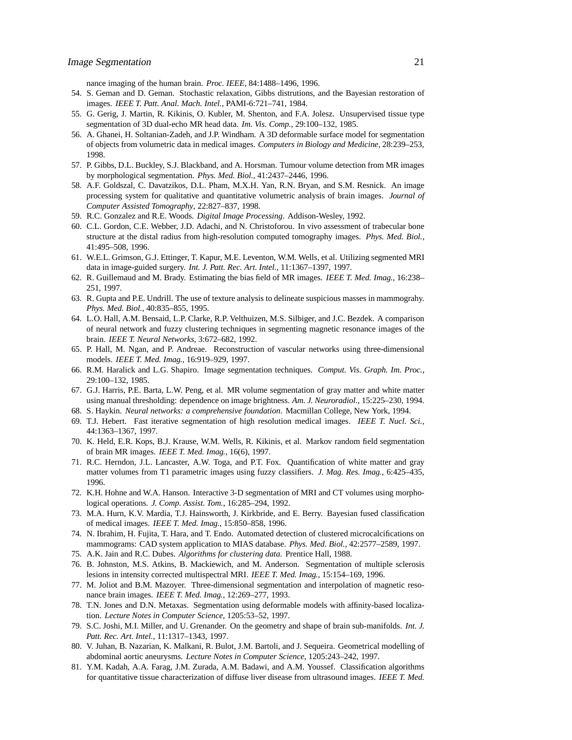nance imaging of the human brain. *Proc. IEEE*, 84:1488–1496, 1996.

54. S. Geman and D. Geman. Stochastic relaxation, Gibbs distrutions, and the Bayesian restoration of images. *IEEE T. Patt. Anal. Mach. Intel.*, PAMI-6:721–741, 1984.
55. G. Gerig, J. Martin, R. Kikinis, O. Kubler, M. Shenton, and F.A. Jolesz. Unsupervised tissue type segmentation of 3D dual-echo MR head data. *Im. Vis. Comp.*, 29:100–132, 1985.
56. A. Ghanei, H. Soltanian-Zadeh, and J.P. Windham. A 3D deformable surface model for segmentation of objects from volumetric data in medical images. *Computers in Biology and Medicine*, 28:239–253, 1998.
57. P. Gibbs, D.L. Buckley, S.J. Blackband, and A. Horsman. Tumour volume detection from MR images by morphological segmentation. *Phys. Med. Biol.*, 41:2437–2446, 1996.
58. A.F. Goldszal, C. Davatzikos, D.L. Pham, M.X.H. Yan, R.N. Bryan, and S.M. Resnick. An image processing system for qualitative and quantitative volumetric analysis of brain images. *Journal of Computer Assisted Tomography*, 22:827–837, 1998.
59. R.C. Gonzalez and R.E. Woods. *Digital Image Processing*. Addison-Wesley, 1992.
60. C.L. Gordon, C.E. Webber, J.D. Adachi, and N. Christoforou. In vivo assessment of trabecular bone structure at the distal radius from high-resolution computed tomography images. *Phys. Med. Biol.*, 41:495–508, 1996.
61. W.E.L. Grimson, G.J. Ettinger, T. Kapur, M.E. Leventon, W.M. Wells, et al. Utilizing segmented MRI data in image-guided surgery. *Int. J. Patt. Rec. Art. Intel.*, 11:1367–1397, 1997.
62. R. Guillemaud and M. Brady. Estimating the bias field of MR images. *IEEE T. Med. Imag.*, 16:238–251, 1997.
63. R. Gupta and P.E. Undrill. The use of texture analysis to delineate suspicious masses in mammograhy. *Phys. Med. Biol.*, 40:835–855, 1995.
64. L.O. Hall, A.M. Bensaid, L.P. Clarke, R.P. Velthuizen, M.S. Silbiger, and J.C. Bezdek. A comparison of neural network and fuzzy clustering techniques in segmenting magnetic resonance images of the brain. *IEEE T. Neural Networks*, 3:672–682, 1992.
65. P. Hall, M. Ngan, and P. Andreae. Reconstruction of vascular networks using three-dimensional models. *IEEE T. Med. Imag.*, 16:919–929, 1997.
66. R.M. Haralick and L.G. Shapiro. Image segmentation techniques. *Comput. Vis. Graph. Im. Proc.*, 29:100–132, 1985.
67. G.J. Harris, P.E. Barta, L.W. Peng, et al. MR volume segmentation of gray matter and white matter using manual thresholding: dependence on image brightness. *Am. J. Neuroradiol.*, 15:225–230, 1994.
68. S. Haykin. *Neural networks: a comprehensive foundation*. Macmillan College, New York, 1994.
69. T.J. Hebert. Fast iterative segmentation of high resolution medical images. *IEEE T. Nucl. Sci.*, 44:1363–1367, 1997.
70. K. Held, E.R. Kops, B.J. Krause, W.M. Wells, R. Kikinis, et al. Markov random field segmentation of brain MR images. *IEEE T. Med. Imag.*, 16(6), 1997.
71. R.C. Herndon, J.L. Lancaster, A.W. Toga, and P.T. Fox. Quantification of white matter and gray matter volumes from T1 parametric images using fuzzy classifiers. *J. Mag. Res. Imag.*, 6:425–435, 1996.
72. K.H. Hohne and W.A. Hanson. Interactive 3-D segmentation of MRI and CT volumes using morphological operations. *J. Comp. Assist. Tom.*, 16:285–294, 1992.
73. M.A. Hurn, K.V. Mardia, T.J. Hainsworth, J. Kirkbride, and E. Berry. Bayesian fused classification of medical images. *IEEE T. Med. Imag.*, 15:850–858, 1996.
74. N. Ibrahim, H. Fujita, T. Hara, and T. Endo. Automated detection of clustered microcalcifications on mammograms: CAD system application to MIAS database. *Phys. Med. Biol.*, 42:2577–2589, 1997.
75. A.K. Jain and R.C. Dubes. *Algorithms for clustering data*. Prentice Hall, 1988.
76. B. Johnston, M.S. Atkins, B. Mackiewich, and M. Anderson. Segmentation of multiple sclerosis lesions in intensity corrected multispectral MRI. *IEEE T. Med. Imag.*, 15:154–169, 1996.
77. M. Joliot and B.M. Mazoyer. Three-dimensional segmentation and interpolation of magnetic resonance brain images. *IEEE T. Med. Imag.*, 12:269–277, 1993.
78. T.N. Jones and D.N. Metaxas. Segmentation using deformable models with affinity-based localization. *Lecture Notes in Computer Science*, 1205:53–52, 1997.
79. S.C. Joshi, M.I. Miller, and U. Grenander. On the geometry and shape of brain sub-manifolds. *Int. J. Patt. Rec. Art. Intel.*, 11:1317–1343, 1997.
80. V. Juhan, B. Nazarian, K. Malkani, R. Bulot, J.M. Bartoli, and J. Sequeira. Geometrical modelling of abdominal aortic aneurysms. *Lecture Notes in Computer Science*, 1205:243–242, 1997.
81. Y.M. Kadah, A.A. Farag, J.M. Zurada, A.M. Badawi, and A.M. Youssef. Classification algorithms for quantitative tissue characterization of diffuse liver disease from ultrasound images. *IEEE T. Med.*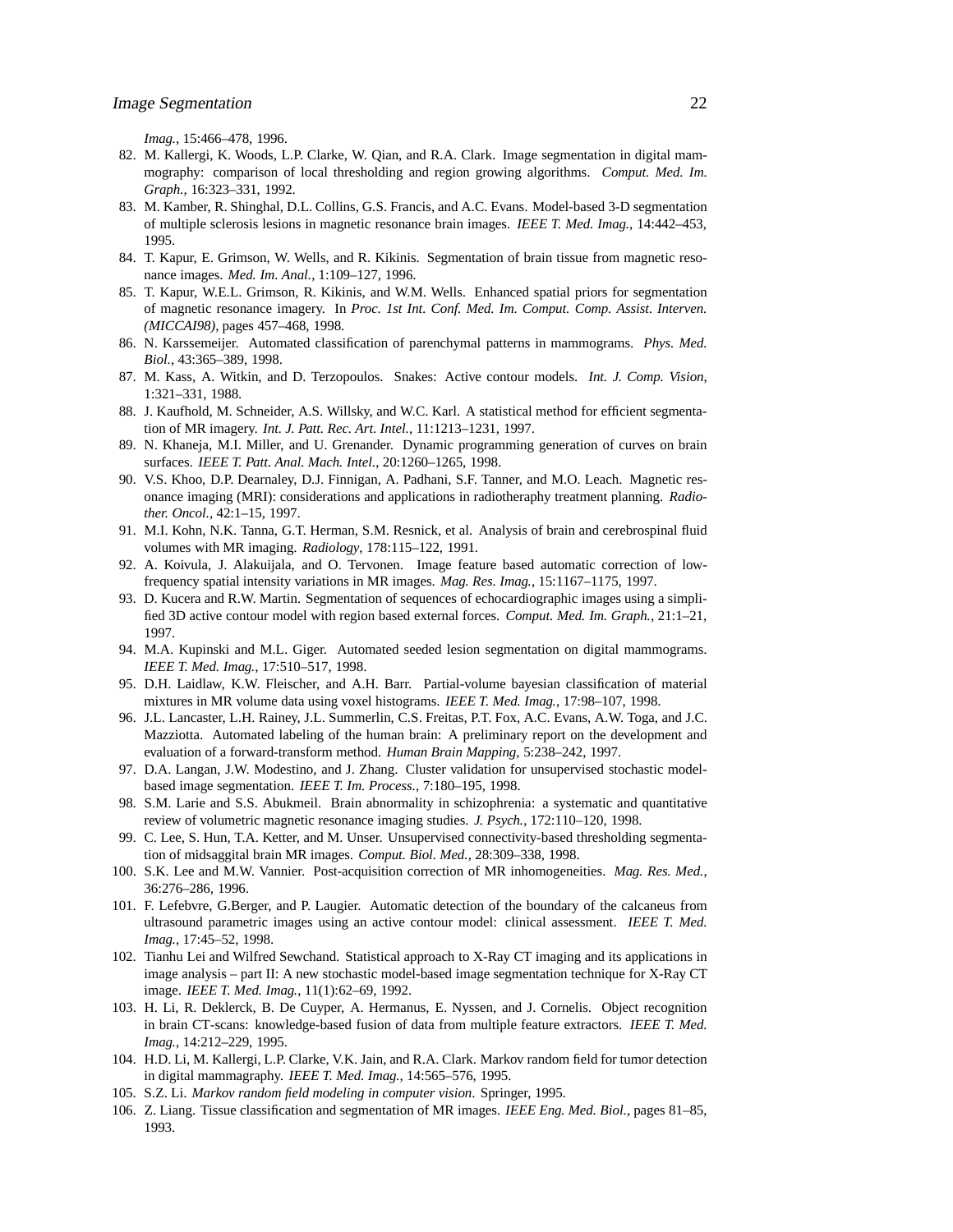*Imag.*, 15:466–478, 1996.

82. M. Kallergi, K. Woods, L.P. Clarke, W. Qian, and R.A. Clark. Image segmentation in digital mammography: comparison of local thresholding and region growing algorithms. *Comput. Med. Im. Graph.*, 16:323–331, 1992.
83. M. Kamber, R. Shinghal, D.L. Collins, G.S. Francis, and A.C. Evans. Model-based 3-D segmentation of multiple sclerosis lesions in magnetic resonance brain images. *IEEE T. Med. Imag.*, 14:442–453, 1995.
84. T. Kapur, E. Grimson, W. Wells, and R. Kikinis. Segmentation of brain tissue from magnetic resonance images. *Med. Im. Anal.*, 1:109–127, 1996.
85. T. Kapur, W.E.L. Grimson, R. Kikinis, and W.M. Wells. Enhanced spatial priors for segmentation of magnetic resonance imagery. In *Proc. 1st Int. Conf. Med. Im. Comput. Comp. Assist. Interven. (MICCAI98)*, pages 457–468, 1998.
86. N. Karssemeijer. Automated classification of parenchymal patterns in mammograms. *Phys. Med. Biol.*, 43:365–389, 1998.
87. M. Kass, A. Witkin, and D. Terzopoulos. Snakes: Active contour models. *Int. J. Comp. Vision*, 1:321–331, 1988.
88. J. Kaufhold, M. Schneider, A.S. Willsky, and W.C. Karl. A statistical method for efficient segmentation of MR imagery. *Int. J. Patt. Rec. Art. Intel.*, 11:1213–1231, 1997.
89. N. Khaneja, M.I. Miller, and U. Grenander. Dynamic programming generation of curves on brain surfaces. *IEEE T. Patt. Anal. Mach. Intel.*, 20:1260–1265, 1998.
90. V.S. Khoo, D.P. Dearnaley, D.J. Finnigan, A. Padhani, S.F. Tanner, and M.O. Leach. Magnetic resonance imaging (MRI): considerations and applications in radiotherapy treatment planning. *Radiother. Oncol.*, 42:1–15, 1997.
91. M.I. Kohn, N.K. Tanna, G.T. Herman, S.M. Resnick, et al. Analysis of brain and cerebrospinal fluid volumes with MR imaging. *Radiology*, 178:115–122, 1991.
92. A. Koivula, J. Alakuijala, and O. Tervonen. Image feature based automatic correction of low-frequency spatial intensity variations in MR images. *Mag. Res. Imag.*, 15:1167–1175, 1997.
93. D. Kucera and R.W. Martin. Segmentation of sequences of echocardiographic images using a simplified 3D active contour model with region based external forces. *Comput. Med. Im. Graph.*, 21:1–21, 1997.
94. M.A. Kupinski and M.L. Giger. Automated seeded lesion segmentation on digital mammograms. *IEEE T. Med. Imag.*, 17:510–517, 1998.
95. D.H. Laidlaw, K.W. Fleischer, and A.H. Barr. Partial-volume bayesian classification of material mixtures in MR volume data using voxel histograms. *IEEE T. Med. Imag.*, 17:98–107, 1998.
96. J.L. Lancaster, L.H. Rainey, J.L. Summerlin, C.S. Freitas, P.T. Fox, A.C. Evans, A.W. Toga, and J.C. Mazziotta. Automated labeling of the human brain: A preliminary report on the development and evaluation of a forward-transform method. *Human Brain Mapping*, 5:238–242, 1997.
97. D.A. Langan, J.W. Modestino, and J. Zhang. Cluster validation for unsupervised stochastic model-based image segmentation. *IEEE T. Im. Process.*, 7:180–195, 1998.
98. S.M. Larie and S.S. Abukmeil. Brain abnormality in schizophrenia: a systematic and quantitative review of volumetric magnetic resonance imaging studies. *J. Psych.*, 172:110–120, 1998.
99. C. Lee, S. Hun, T.A. Ketter, and M. Unser. Unsupervised connectivity-based thresholding segmentation of midsaggital brain MR images. *Comput. Biol. Med.*, 28:309–338, 1998.
100. S.K. Lee and M.W. Vannier. Post-acquisition correction of MR inhomogeneities. *Mag. Res. Med.*, 36:276–286, 1996.
101. F. Lefebvre, G.Berger, and P. Laugier. Automatic detection of the boundary of the calcaneus from ultrasound parametric images using an active contour model: clinical assessment. *IEEE T. Med. Imag.*, 17:45–52, 1998.
102. Tianhu Lei and Wilfred Sewchand. Statistical approach to X-Ray CT imaging and its applications in image analysis – part II: A new stochastic model-based image segmentation technique for X-Ray CT image. *IEEE T. Med. Imag.*, 11(1):62–69, 1992.
103. H. Li, R. Deklerck, B. De Cuyper, A. Hermanus, E. Nyssen, and J. Cornelis. Object recognition in brain CT-scans: knowledge-based fusion of data from multiple feature extractors. *IEEE T. Med. Imag.*, 14:212–229, 1995.
104. H.D. Li, M. Kallergi, L.P. Clarke, V.K. Jain, and R.A. Clark. Markov random field for tumor detection in digital mammagraphy. *IEEE T. Med. Imag.*, 14:565–576, 1995.
105. S.Z. Li. *Markov random field modeling in computer vision*. Springer, 1995.
106. Z. Liang. Tissue classification and segmentation of MR images. *IEEE Eng. Med. Biol.*, pages 81–85, 1993.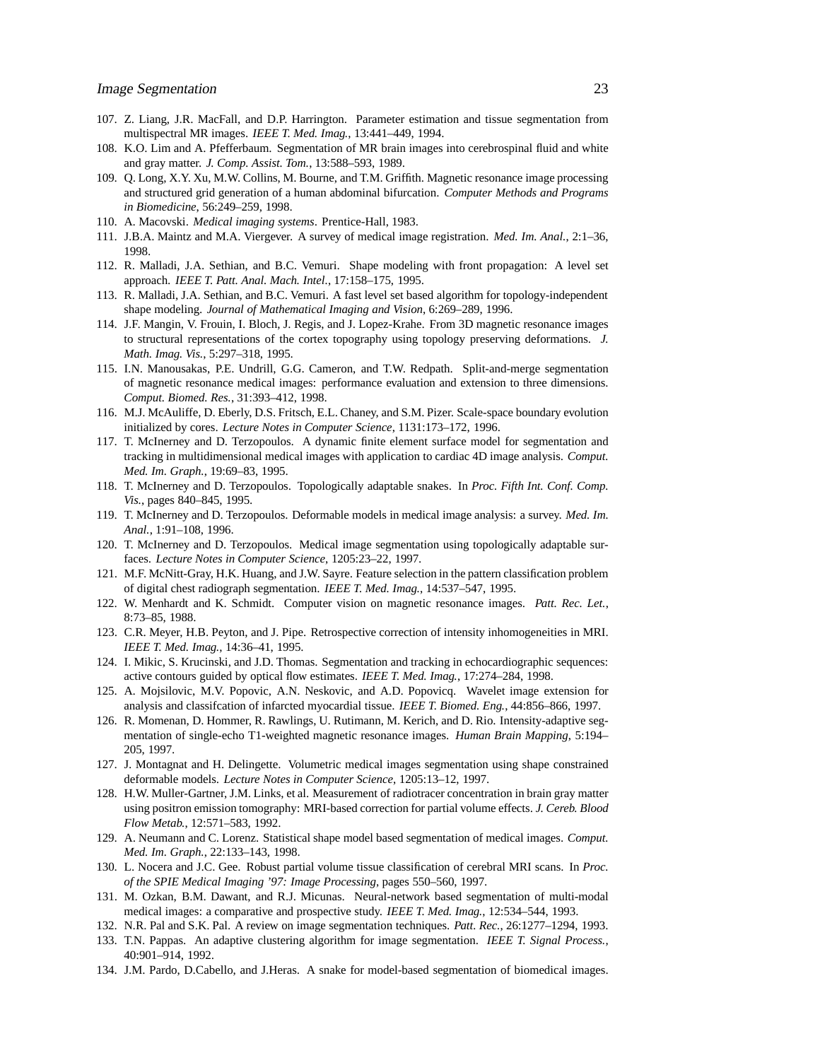107. Z. Liang, J.R. MacFall, and D.P. Harrington. Parameter estimation and tissue segmentation from multispectral MR images. *IEEE T. Med. Imag.*, 13:441–449, 1994.
108. K.O. Lim and A. Pfefferbaum. Segmentation of MR brain images into cerebrospinal fluid and white and gray matter. *J. Comp. Assist. Tom.*, 13:588–593, 1989.
109. Q. Long, X.Y. Xu, M.W. Collins, M. Bourne, and T.M. Griffith. Magnetic resonance image processing and structured grid generation of a human abdominal bifurcation. *Computer Methods and Programs in Biomedicine*, 56:249–259, 1998.
110. A. Macovski. *Medical imaging systems*. Prentice-Hall, 1983.
111. J.B.A. Maintz and M.A. Viergever. A survey of medical image registration. *Med. Im. Anal.*, 2:1–36, 1998.
112. R. Malladi, J.A. Sethian, and B.C. Vemuri. Shape modeling with front propagation: A level set approach. *IEEE T. Patt. Anal. Mach. Intel.*, 17:158–175, 1995.
113. R. Malladi, J.A. Sethian, and B.C. Vemuri. A fast level set based algorithm for topology-independent shape modeling. *Journal of Mathematical Imaging and Vision*, 6:269–289, 1996.
114. J.F. Mangin, V. Frouin, I. Bloch, J. Regis, and J. Lopez-Krahe. From 3D magnetic resonance images to structural representations of the cortex topography using topology preserving deformations. *J. Math. Imag. Vis.*, 5:297–318, 1995.
115. I.N. Manousakas, P.E. Undrill, G.G. Cameron, and T.W. Redpath. Split-and-merge segmentation of magnetic resonance medical images: performance evaluation and extension to three dimensions. *Comput. Biomed. Res.*, 31:393–412, 1998.
116. M.J. McAuliffe, D. Eberly, D.S. Fritsch, E.L. Chaney, and S.M. Pizer. Scale-space boundary evolution initialized by cores. *Lecture Notes in Computer Science*, 1131:173–172, 1996.
117. T. McInerney and D. Terzopoulos. A dynamic finite element surface model for segmentation and tracking in multidimensional medical images with application to cardiac 4D image analysis. *Comput. Med. Im. Graph.*, 19:69–83, 1995.
118. T. McInerney and D. Terzopoulos. Topologically adaptable snakes. In *Proc. Fifth Int. Conf. Comp. Vis.*, pages 840–845, 1995.
119. T. McInerney and D. Terzopoulos. Deformable models in medical image analysis: a survey. *Med. Im. Anal.*, 1:91–108, 1996.
120. T. McInerney and D. Terzopoulos. Medical image segmentation using topologically adaptable surfaces. *Lecture Notes in Computer Science*, 1205:23–22, 1997.
121. M.F. McNitt-Gray, H.K. Huang, and J.W. Sayre. Feature selection in the pattern classification problem of digital chest radiograph segmentation. *IEEE T. Med. Imag.*, 14:537–547, 1995.
122. W. Menhardt and K. Schmidt. Computer vision on magnetic resonance images. *Patt. Rec. Let.*, 8:73–85, 1988.
123. C.R. Meyer, H.B. Peyton, and J. Pipe. Retrospective correction of intensity inhomogeneities in MRI. *IEEE T. Med. Imag.*, 14:36–41, 1995.
124. I. Mikic, S. Krucinski, and J.D. Thomas. Segmentation and tracking in echocardiographic sequences: active contours guided by optical flow estimates. *IEEE T. Med. Imag.*, 17:274–284, 1998.
125. A. Mojsilovic, M.V. Popovic, A.N. Neskovic, and A.D. Popovicq. Wavelet image extension for analysis and classifcation of infarcted myocardial tissue. *IEEE T. Biomed. Eng.*, 44:856–866, 1997.
126. R. Momenan, D. Hommer, R. Rawlings, U. Rutimann, M. Kerich, and D. Rio. Intensity-adaptive segmentation of single-echo T1-weighted magnetic resonance images. *Human Brain Mapping*, 5:194–205, 1997.
127. J. Montagnat and H. Delingette. Volumetric medical images segmentation using shape constrained deformable models. *Lecture Notes in Computer Science*, 1205:13–12, 1997.
128. H.W. Muller-Gartner, J.M. Links, et al. Measurement of radiotracer concentration in brain gray matter using positron emission tomography: MRI-based correction for partial volume effects. *J. Cereb. Blood Flow Metab.*, 12:571–583, 1992.
129. A. Neumann and C. Lorenz. Statistical shape model based segmentation of medical images. *Comput. Med. Im. Graph.*, 22:133–143, 1998.
130. L. Nocera and J.C. Gee. Robust partial volume tissue classification of cerebral MRI scans. In *Proc. of the SPIE Medical Imaging '97: Image Processing*, pages 550–560, 1997.
131. M. Ozkan, B.M. Dawant, and R.J. Micunas. Neural-network based segmentation of multi-modal medical images: a comparative and prospective study. *IEEE T. Med. Imag.*, 12:534–544, 1993.
132. N.R. Pal and S.K. Pal. A review on image segmentation techniques. *Patt. Rec.*, 26:1277–1294, 1993.
133. T.N. Pappas. An adaptive clustering algorithm for image segmentation. *IEEE T. Signal Process.*, 40:901–914, 1992.
134. J.M. Pardo, D.Cabello, and J.Heras. A snake for model-based segmentation of biomedical images.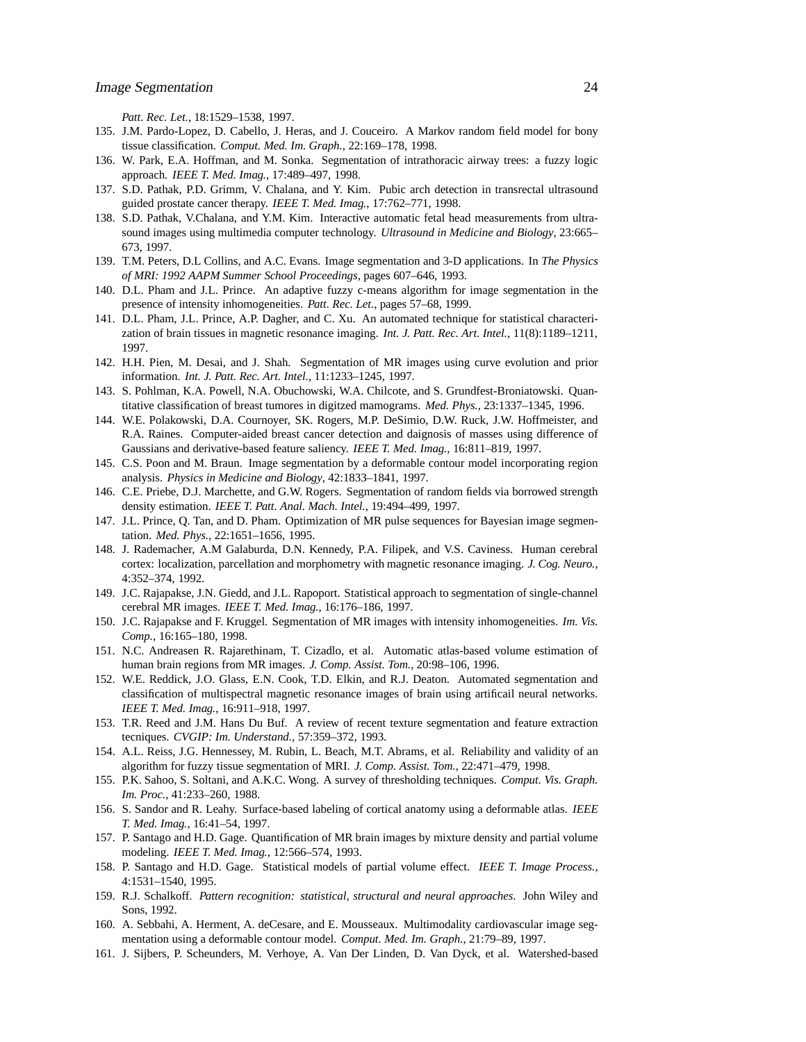*Patt. Rec. Let.*, 18:1529–1538, 1997.

135. J.M. Pardo-Lopez, D. Cabello, J. Heras, and J. Couceiro. A Markov random field model for bony tissue classification. *Comput. Med. Im. Graph.*, 22:169–178, 1998.
136. W. Park, E.A. Hoffman, and M. Sonka. Segmentation of intrathoracic airway trees: a fuzzy logic approach. *IEEE T. Med. Imag.*, 17:489–497, 1998.
137. S.D. Pathak, P.D. Grimm, V. Chalana, and Y. Kim. Pubic arch detection in transrectal ultrasound guided prostate cancer therapy. *IEEE T. Med. Imag.*, 17:762–771, 1998.
138. S.D. Pathak, V.Chalana, and Y.M. Kim. Interactive automatic fetal head measurements from ultrasound images using multimedia computer technology. *Ultrasound in Medicine and Biology*, 23:665–673, 1997.
139. T.M. Peters, D.L Collins, and A.C. Evans. Image segmentation and 3-D applications. In *The Physics of MRI: 1992 AAPM Summer School Proceedings*, pages 607–646, 1993.
140. D.L. Pham and J.L. Prince. An adaptive fuzzy c-means algorithm for image segmentation in the presence of intensity inhomogeneities. *Patt. Rec. Let.*, pages 57–68, 1999.
141. D.L. Pham, J.L. Prince, A.P. Dagher, and C. Xu. An automated technique for statistical characterization of brain tissues in magnetic resonance imaging. *Int. J. Patt. Rec. Art. Intel.*, 11(8):1189–1211, 1997.
142. H.H. Pien, M. Desai, and J. Shah. Segmentation of MR images using curve evolution and prior information. *Int. J. Patt. Rec. Art. Intel.*, 11:1233–1245, 1997.
143. S. Pohlman, K.A. Powell, N.A. Obuchowski, W.A. Chilcote, and S. Grundfest-Broniatowski. Quantitative classification of breast tumores in digitzed mamograms. *Med. Phys.*, 23:1337–1345, 1996.
144. W.E. Polakowski, D.A. Cournoyer, SK. Rogers, M.P. DeSimio, D.W. Ruck, J.W. Hoffmeister, and R.A. Raines. Computer-aided breast cancer detection and daignosis of masses using difference of Gaussians and derivative-based feature saliency. *IEEE T. Med. Imag.*, 16:811–819, 1997.
145. C.S. Poon and M. Braun. Image segmentation by a deformable contour model incorporating region analysis. *Physics in Medicine and Biology*, 42:1833–1841, 1997.
146. C.E. Priebe, D.J. Marchette, and G.W. Rogers. Segmentation of random fields via borrowed strength density estimation. *IEEE T. Patt. Anal. Mach. Intel.*, 19:494–499, 1997.
147. J.L. Prince, Q. Tan, and D. Pham. Optimization of MR pulse sequences for Bayesian image segmentation. *Med. Phys.*, 22:1651–1656, 1995.
148. J. Rademacher, A.M Galaburda, D.N. Kennedy, P.A. Filipek, and V.S. Caviness. Human cerebral cortex: localization, parcellation and morphometry with magnetic resonance imaging. *J. Cog. Neuro.*, 4:352–374, 1992.
149. J.C. Rajapakse, J.N. Giedd, and J.L. Rapoport. Statistical approach to segmentation of single-channel cerebral MR images. *IEEE T. Med. Imag.*, 16:176–186, 1997.
150. J.C. Rajapakse and F. Kruggel. Segmentation of MR images with intensity inhomogeneities. *Im. Vis. Comp.*, 16:165–180, 1998.
151. N.C. Andreasen R. Rajarethinam, T. Cizadlo, et al. Automatic atlas-based volume estimation of human brain regions from MR images. *J. Comp. Assist. Tom.*, 20:98–106, 1996.
152. W.E. Reddick, J.O. Glass, E.N. Cook, T.D. Elkin, and R.J. Deaton. Automated segmentation and classification of multispectral magnetic resonance images of brain using artificail neural networks. *IEEE T. Med. Imag.*, 16:911–918, 1997.
153. T.R. Reed and J.M. Hans Du Buf. A review of recent texture segmentation and feature extraction tecniques. *CVGIP: Im. Understand.*, 57:359–372, 1993.
154. A.L. Reiss, J.G. Hennessey, M. Rubin, L. Beach, M.T. Abrams, et al. Reliability and validity of an algorithm for fuzzy tissue segmentation of MRI. *J. Comp. Assist. Tom.*, 22:471–479, 1998.
155. P.K. Sahoo, S. Soltani, and A.K.C. Wong. A survey of thresholding techniques. *Comput. Vis. Graph. Im. Proc.*, 41:233–260, 1988.
156. S. Sandor and R. Leahy. Surface-based labeling of cortical anatomy using a deformable atlas. *IEEE T. Med. Imag.*, 16:41–54, 1997.
157. P. Santago and H.D. Gage. Quantification of MR brain images by mixture density and partial volume modeling. *IEEE T. Med. Imag.*, 12:566–574, 1993.
158. P. Santago and H.D. Gage. Statistical models of partial volume effect. *IEEE T. Image Process.*, 4:1531–1540, 1995.
159. R.J. Schalkoff. *Pattern recognition: statistical, structural and neural approaches*. John Wiley and Sons, 1992.
160. A. Sebbahi, A. Herment, A. deCesare, and E. Mousseaux. Multimodality cardiovascular image segmentation using a deformable contour model. *Comput. Med. Im. Graph.*, 21:79–89, 1997.
161. J. Sijbers, P. Scheunders, M. Verhoye, A. Van Der Linden, D. Van Dyck, et al. Watershed-based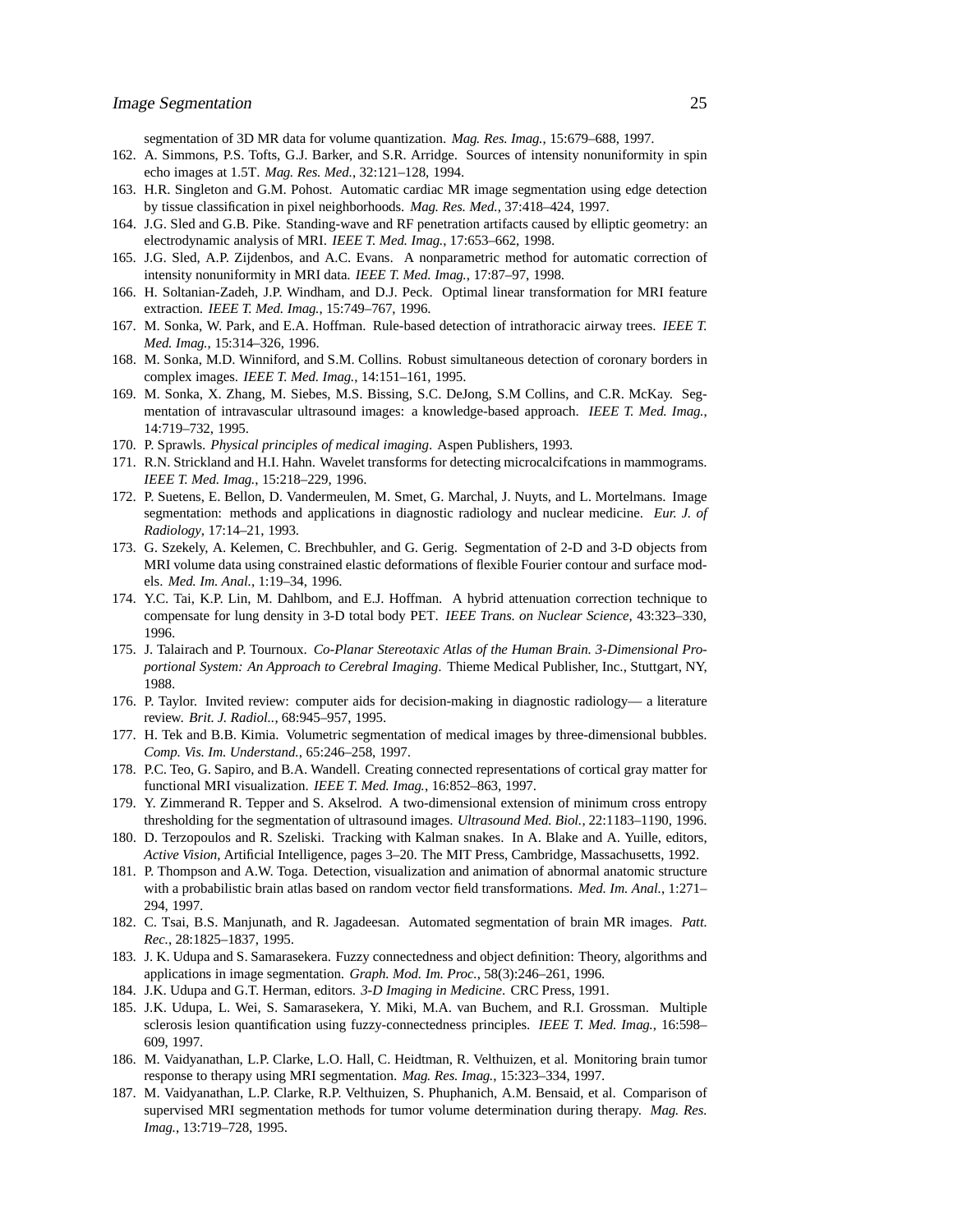segmentation of 3D MR data for volume quantization. *Mag. Res. Imag.*, 15:679–688, 1997.

162. A. Simmons, P.S. Tofts, G.J. Barker, and S.R. Arridge. Sources of intensity nonuniformity in spin echo images at 1.5T. *Mag. Res. Med.*, 32:121–128, 1994.
163. H.R. Singleton and G.M. Pohost. Automatic cardiac MR image segmentation using edge detection by tissue classification in pixel neighborhoods. *Mag. Res. Med.*, 37:418–424, 1997.
164. J.G. Sled and G.B. Pike. Standing-wave and RF penetration artifacts caused by elliptic geometry: an electrodynamic analysis of MRI. *IEEE T. Med. Imag.*, 17:653–662, 1998.
165. J.G. Sled, A.P. Zijdenbos, and A.C. Evans. A nonparametric method for automatic correction of intensity nonuniformity in MRI data. *IEEE T. Med. Imag.*, 17:87–97, 1998.
166. H. Soltanian-Zadeh, J.P. Windham, and D.J. Peck. Optimal linear transformation for MRI feature extraction. *IEEE T. Med. Imag.*, 15:749–767, 1996.
167. M. Sonka, W. Park, and E.A. Hoffman. Rule-based detection of intrathoracic airway trees. *IEEE T. Med. Imag.*, 15:314–326, 1996.
168. M. Sonka, M.D. Winniford, and S.M. Collins. Robust simultaneous detection of coronary borders in complex images. *IEEE T. Med. Imag.*, 14:151–161, 1995.
169. M. Sonka, X. Zhang, M. Siebes, M.S. Bissing, S.C. DeJong, S.M Collins, and C.R. McKay. Segmentation of intravascular ultrasound images: a knowledge-based approach. *IEEE T. Med. Imag.*, 14:719–732, 1995.
170. P. Sprawls. *Physical principles of medical imaging*. Aspen Publishers, 1993.
171. R.N. Strickland and H.I. Hahn. Wavelet transforms for detecting microcalcifcations in mammograms. *IEEE T. Med. Imag.*, 15:218–229, 1996.
172. P. Suetens, E. Bellon, D. Vandermeulen, M. Smet, G. Marchal, J. Nuyts, and L. Mortelmans. Image segmentation: methods and applications in diagnostic radiology and nuclear medicine. *Eur. J. of Radiology*, 17:14–21, 1993.
173. G. Szekely, A. Kelemen, C. Brechbuhler, and G. Gerig. Segmentation of 2-D and 3-D objects from MRI volume data using constrained elastic deformations of flexible Fourier contour and surface models. *Med. Im. Anal.*, 1:19–34, 1996.
174. Y.C. Tai, K.P. Lin, M. Dahlbom, and E.J. Hoffman. A hybrid attenuation correction technique to compensate for lung density in 3-D total body PET. *IEEE Trans. on Nuclear Science*, 43:323–330, 1996.
175. J. Talairach and P. Tournoux. *Co-Planar Stereotaxic Atlas of the Human Brain. 3-Dimensional Proportional System: An Approach to Cerebral Imaging*. Thieme Medical Publisher, Inc., Stuttgart, NY, 1988.
176. P. Taylor. Invited review: computer aids for decision-making in diagnostic radiology— a literature review. *Brit. J. Radiol..*, 68:945–957, 1995.
177. H. Tek and B.B. Kimia. Volumetric segmentation of medical images by three-dimensional bubbles. *Comp. Vis. Im. Understand.*, 65:246–258, 1997.
178. P.C. Teo, G. Sapiro, and B.A. Wandell. Creating connected representations of cortical gray matter for functional MRI visualization. *IEEE T. Med. Imag.*, 16:852–863, 1997.
179. Y. Zimmerand R. Tepper and S. Akselrod. A two-dimensional extension of minimum cross entropy thresholding for the segmentation of ultrasound images. *Ultrasound Med. Biol.*, 22:1183–1190, 1996.
180. D. Terzopoulos and R. Szeliski. Tracking with Kalman snakes. In A. Blake and A. Yuille, editors, *Active Vision*, Artificial Intelligence, pages 3–20. The MIT Press, Cambridge, Massachusetts, 1992.
181. P. Thompson and A.W. Toga. Detection, visualization and animation of abnormal anatomic structure with a probabilistic brain atlas based on random vector field transformations. *Med. Im. Anal.*, 1:271–294, 1997.
182. C. Tsai, B.S. Manjunath, and R. Jagadeesan. Automated segmentation of brain MR images. *Patt. Rec.*, 28:1825–1837, 1995.
183. J. K. Udupa and S. Samarasekera. Fuzzy connectedness and object definition: Theory, algorithms and applications in image segmentation. *Graph. Mod. Im. Proc.*, 58(3):246–261, 1996.
184. J.K. Udupa and G.T. Herman, editors. *3-D Imaging in Medicine*. CRC Press, 1991.
185. J.K. Udupa, L. Wei, S. Samarasekera, Y. Miki, M.A. van Buchem, and R.I. Grossman. Multiple sclerosis lesion quantification using fuzzy-connectedness principles. *IEEE T. Med. Imag.*, 16:598–609, 1997.
186. M. Vaidyanathan, L.P. Clarke, L.O. Hall, C. Heidtman, R. Velthuizen, et al. Monitoring brain tumor response to therapy using MRI segmentation. *Mag. Res. Imag.*, 15:323–334, 1997.
187. M. Vaidyanathan, L.P. Clarke, R.P. Velthuizen, S. Phuphanich, A.M. Bensaid, et al. Comparison of supervised MRI segmentation methods for tumor volume determination during therapy. *Mag. Res. Imag.*, 13:719–728, 1995.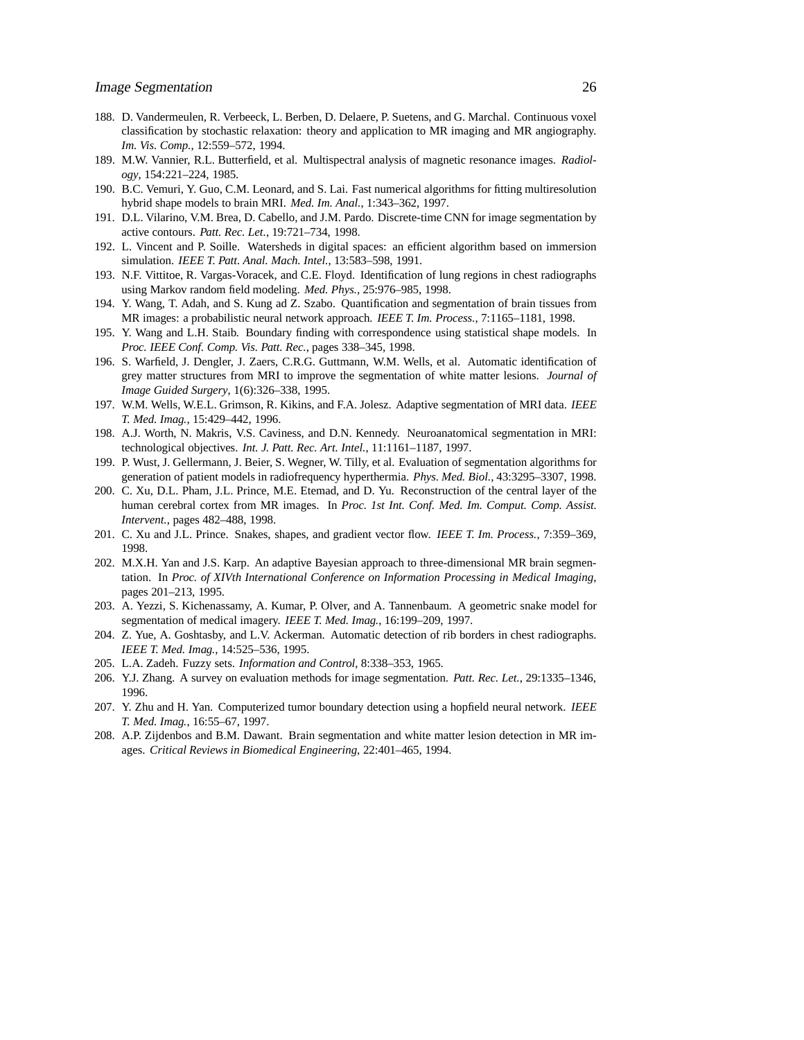188. D. Vandermeulen, R. Verbeeck, L. Berben, D. Delaere, P. Suetens, and G. Marchal. Continuous voxel classification by stochastic relaxation: theory and application to MR imaging and MR angiography. *Im. Vis. Comp.*, 12:559–572, 1994.
189. M.W. Vannier, R.L. Butterfield, et al. Multispectral analysis of magnetic resonance images. *Radiology*, 154:221–224, 1985.
190. B.C. Vemuri, Y. Guo, C.M. Leonard, and S. Lai. Fast numerical algorithms for fitting multiresolution hybrid shape models to brain MRI. *Med. Im. Anal.*, 1:343–362, 1997.
191. D.L. Vilarino, V.M. Brea, D. Cabello, and J.M. Pardo. Discrete-time CNN for image segmentation by active contours. *Patt. Rec. Let.*, 19:721–734, 1998.
192. L. Vincent and P. Soille. Watersheds in digital spaces: an efficient algorithm based on immersion simulation. *IEEE T. Patt. Anal. Mach. Intel.*, 13:583–598, 1991.
193. N.F. Vittitoe, R. Vargas-Voracek, and C.E. Floyd. Identification of lung regions in chest radiographs using Markov random field modeling. *Med. Phys.*, 25:976–985, 1998.
194. Y. Wang, T. Adah, and S. Kung ad Z. Szabo. Quantification and segmentation of brain tissues from MR images: a probabilistic neural network approach. *IEEE T. Im. Process.*, 7:1165–1181, 1998.
195. Y. Wang and L.H. Staib. Boundary finding with correspondence using statistical shape models. In *Proc. IEEE Conf. Comp. Vis. Patt. Rec.*, pages 338–345, 1998.
196. S. Warfield, J. Dengler, J. Zaers, C.R.G. Guttmann, W.M. Wells, et al. Automatic identification of grey matter structures from MRI to improve the segmentation of white matter lesions. *Journal of Image Guided Surgery*, 1(6):326–338, 1995.
197. W.M. Wells, W.E.L. Grimson, R. Kikins, and F.A. Jolesz. Adaptive segmentation of MRI data. *IEEE T. Med. Imag.*, 15:429–442, 1996.
198. A.J. Worth, N. Makris, V.S. Caviness, and D.N. Kennedy. Neuroanatomical segmentation in MRI: technological objectives. *Int. J. Patt. Rec. Art. Intel.*, 11:1161–1187, 1997.
199. P. Wust, J. Gellermann, J. Beier, S. Wegner, W. Tilly, et al. Evaluation of segmentation algorithms for generation of patient models in radiofrequency hyperthermia. *Phys. Med. Biol.*, 43:3295–3307, 1998.
200. C. Xu, D.L. Pham, J.L. Prince, M.E. Etemad, and D. Yu. Reconstruction of the central layer of the human cerebral cortex from MR images. In *Proc. 1st Int. Conf. Med. Im. Comput. Comp. Assist. Intervent.*, pages 482–488, 1998.
201. C. Xu and J.L. Prince. Snakes, shapes, and gradient vector flow. *IEEE T. Im. Process.*, 7:359–369, 1998.
202. M.X.H. Yan and J.S. Karp. An adaptive Bayesian approach to three-dimensional MR brain segmentation. In *Proc. of XIVth International Conference on Information Processing in Medical Imaging*, pages 201–213, 1995.
203. A. Yezzi, S. Kichenassamy, A. Kumar, P. Olver, and A. Tannenbaum. A geometric snake model for segmentation of medical imagery. *IEEE T. Med. Imag.*, 16:199–209, 1997.
204. Z. Yue, A. Goshtasby, and L.V. Ackerman. Automatic detection of rib borders in chest radiographs. *IEEE T. Med. Imag.*, 14:525–536, 1995.
205. L.A. Zadeh. Fuzzy sets. *Information and Control*, 8:338–353, 1965.
206. Y.J. Zhang. A survey on evaluation methods for image segmentation. *Patt. Rec. Let.*, 29:1335–1346, 1996.
207. Y. Zhu and H. Yan. Computerized tumor boundary detection using a hopfield neural network. *IEEE T. Med. Imag.*, 16:55–67, 1997.
208. A.P. Zijdenbos and B.M. Dawant. Brain segmentation and white matter lesion detection in MR images. *Critical Reviews in Biomedical Engineering*, 22:401–465, 1994.